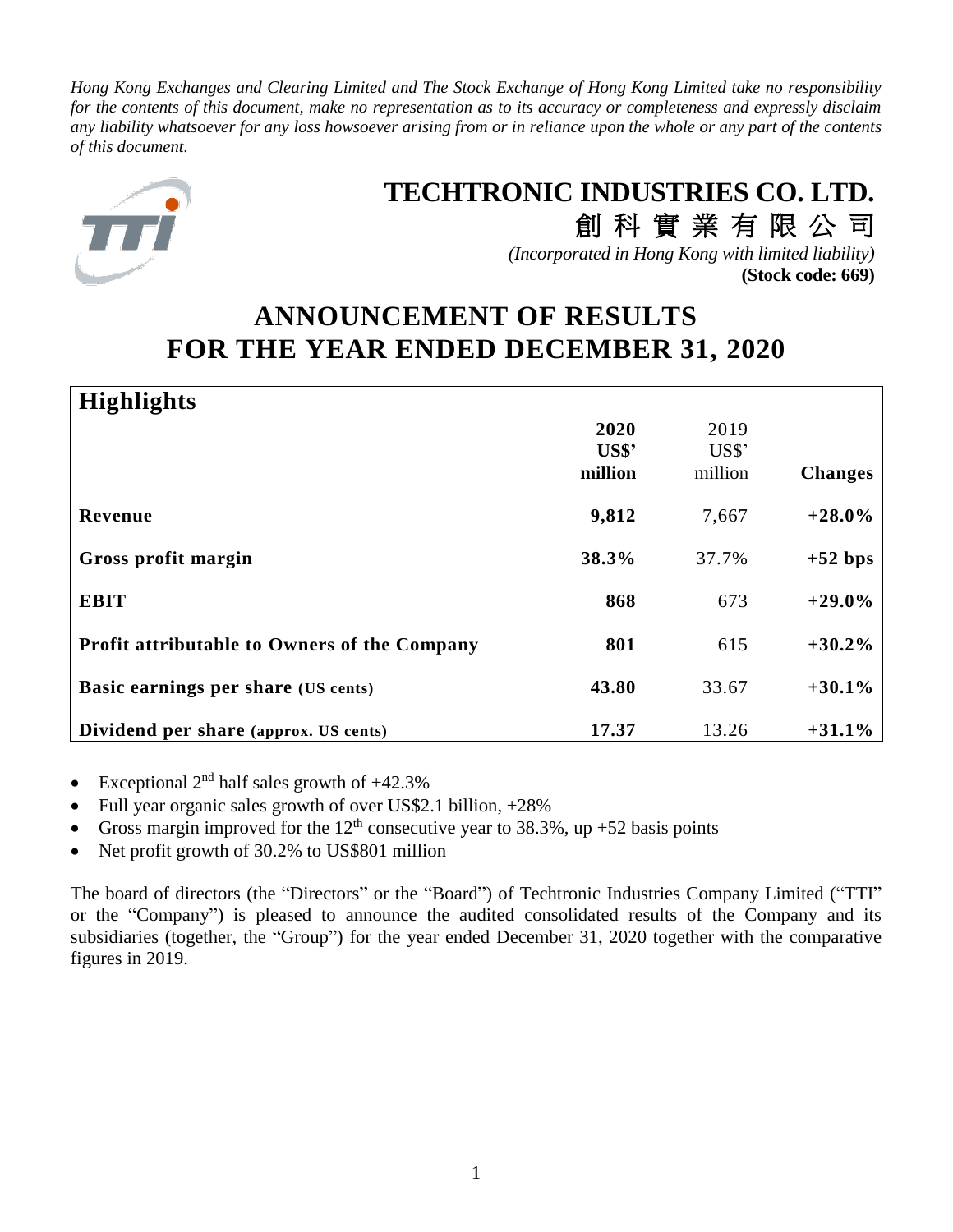*Hong Kong Exchanges and Clearing Limited and The Stock Exchange of Hong Kong Limited take no responsibility for the contents of this document, make no representation as to its accuracy or completeness and expressly disclaim any liability whatsoever for any loss howsoever arising from or in reliance upon the whole or any part of the contents of this document.*

# TECHTRONIC INDUSTRIES CO. LTD.

# 創科實業有限公司

*(Incorporated in Hong Kong with limited liability)*

**(Stock code: 669)**

# ANNOUNCEMENT OF RESULTS FOR THE YEAR ENDED DECEMBER 31, 2020

## Highlights

| | **2020 US$' million** | 2019 US$' million | **Changes** |
|---|---|---|---|
| **Revenue** | **9,812** | 7,667 | **+28.0%** |
| **Gross profit margin** | **38.3%** | 37.7% | **+52 bps** |
| **EBIT** | **868** | 673 | **+29.0%** |
| **Profit attributable to Owners of the Company** | **801** | 615 | **+30.2%** |
| **Basic earnings per share (US cents)** | **43.80** | 33.67 | **+30.1%** |
| **Dividend per share (approx. US cents)** | **17.37** | 13.26 | **+31.1%** |

- Exceptional 2nd half sales growth of +42.3%
- Full year organic sales growth of over US$2.1 billion, +28%
- Gross margin improved for the 12th consecutive year to 38.3%, up +52 basis points
- Net profit growth of 30.2% to US$801 million

The board of directors (the "Directors" or the "Board") of Techtronic Industries Company Limited ("TTI" or the "Company") is pleased to announce the audited consolidated results of the Company and its subsidiaries (together, the "Group") for the year ended December 31, 2020 together with the comparative figures in 2019.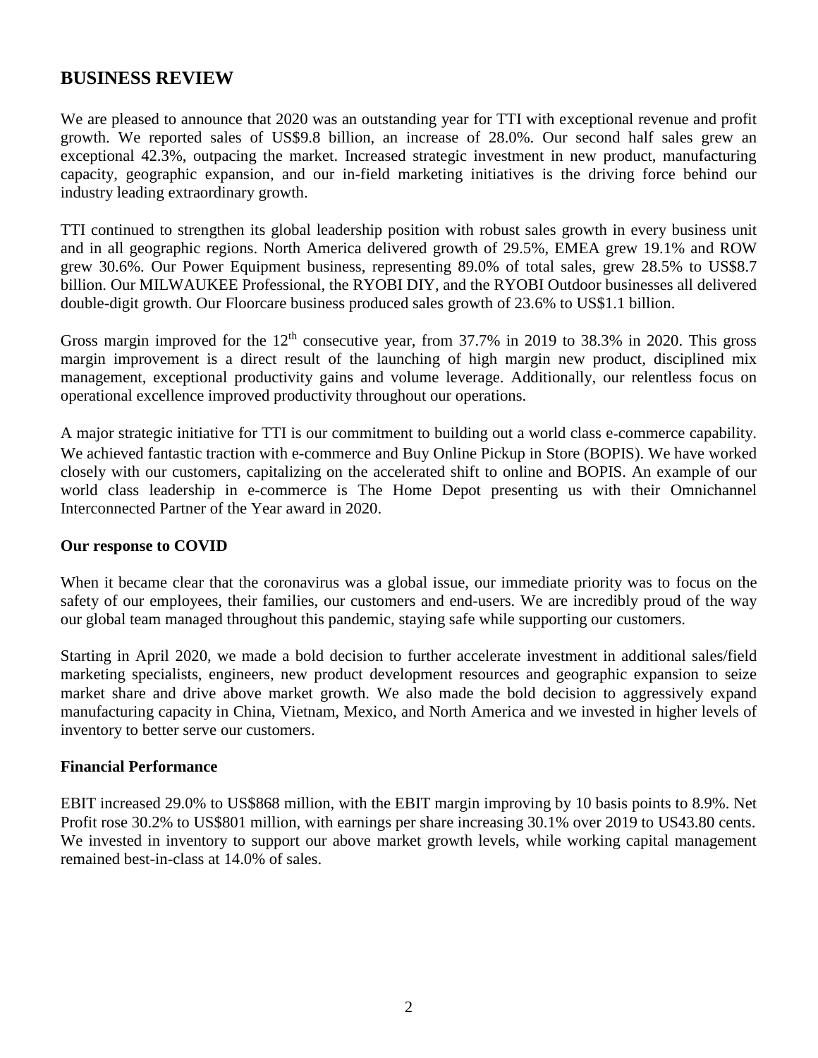## BUSINESS REVIEW

We are pleased to announce that 2020 was an outstanding year for TTI with exceptional revenue and profit growth. We reported sales of US$9.8 billion, an increase of 28.0%. Our second half sales grew an exceptional 42.3%, outpacing the market. Increased strategic investment in new product, manufacturing capacity, geographic expansion, and our in-field marketing initiatives is the driving force behind our industry leading extraordinary growth.

TTI continued to strengthen its global leadership position with robust sales growth in every business unit and in all geographic regions. North America delivered growth of 29.5%, EMEA grew 19.1% and ROW grew 30.6%. Our Power Equipment business, representing 89.0% of total sales, grew 28.5% to US$8.7 billion. Our MILWAUKEE Professional, the RYOBI DIY, and the RYOBI Outdoor businesses all delivered double-digit growth. Our Floorcare business produced sales growth of 23.6% to US$1.1 billion.

Gross margin improved for the 12th consecutive year, from 37.7% in 2019 to 38.3% in 2020. This gross margin improvement is a direct result of the launching of high margin new product, disciplined mix management, exceptional productivity gains and volume leverage. Additionally, our relentless focus on operational excellence improved productivity throughout our operations.

A major strategic initiative for TTI is our commitment to building out a world class e-commerce capability. We achieved fantastic traction with e-commerce and Buy Online Pickup in Store (BOPIS). We have worked closely with our customers, capitalizing on the accelerated shift to online and BOPIS. An example of our world class leadership in e-commerce is The Home Depot presenting us with their Omnichannel Interconnected Partner of the Year award in 2020.

**Our response to COVID**

When it became clear that the coronavirus was a global issue, our immediate priority was to focus on the safety of our employees, their families, our customers and end-users. We are incredibly proud of the way our global team managed throughout this pandemic, staying safe while supporting our customers.

Starting in April 2020, we made a bold decision to further accelerate investment in additional sales/field marketing specialists, engineers, new product development resources and geographic expansion to seize market share and drive above market growth. We also made the bold decision to aggressively expand manufacturing capacity in China, Vietnam, Mexico, and North America and we invested in higher levels of inventory to better serve our customers.

**Financial Performance**

EBIT increased 29.0% to US$868 million, with the EBIT margin improving by 10 basis points to 8.9%. Net Profit rose 30.2% to US$801 million, with earnings per share increasing 30.1% over 2019 to US43.80 cents. We invested in inventory to support our above market growth levels, while working capital management remained best-in-class at 14.0% of sales.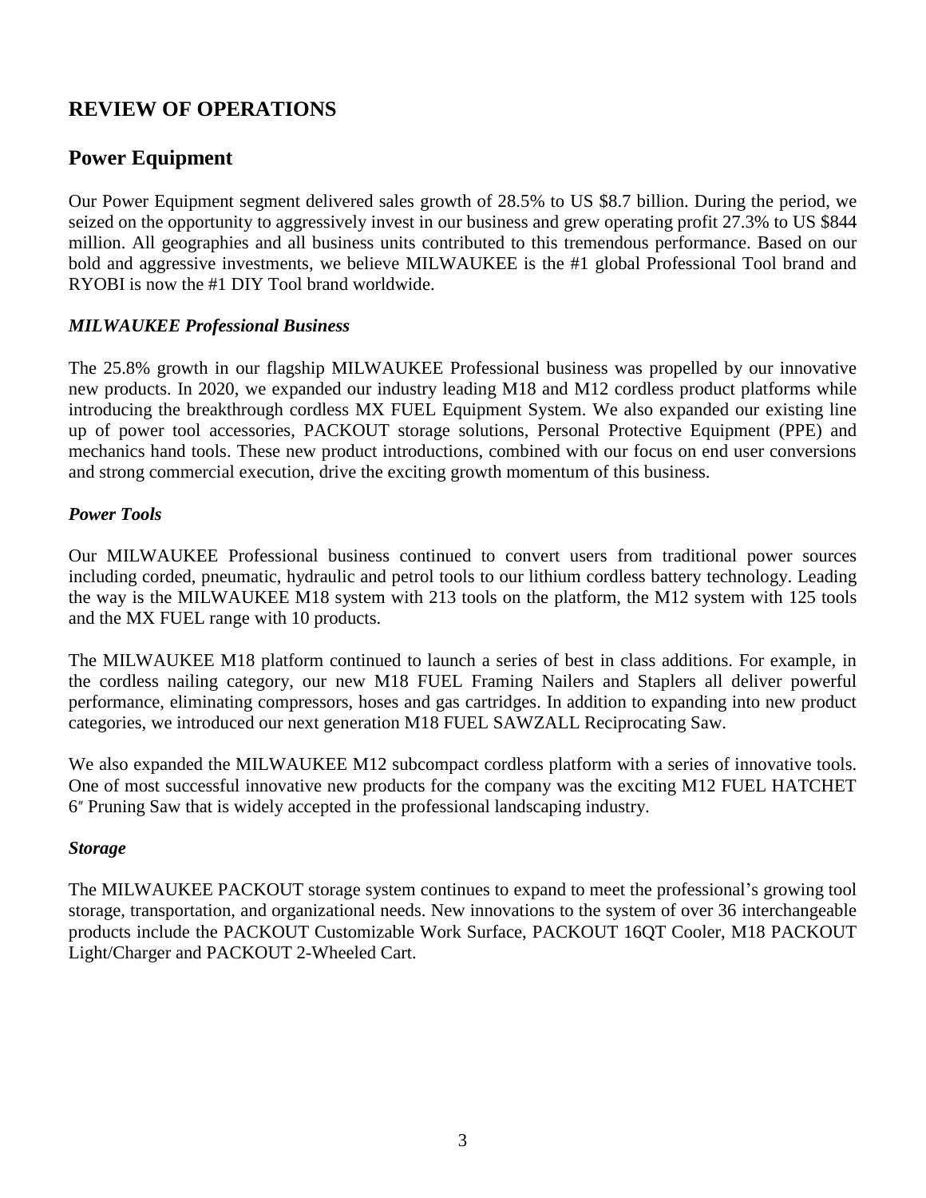# REVIEW OF OPERATIONS

## Power Equipment

Our Power Equipment segment delivered sales growth of 28.5% to US $8.7 billion. During the period, we seized on the opportunity to aggressively invest in our business and grew operating profit 27.3% to US $844 million. All geographies and all business units contributed to this tremendous performance. Based on our bold and aggressive investments, we believe MILWAUKEE is the #1 global Professional Tool brand and RYOBI is now the #1 DIY Tool brand worldwide.

### *MILWAUKEE Professional Business*

The 25.8% growth in our flagship MILWAUKEE Professional business was propelled by our innovative new products. In 2020, we expanded our industry leading M18 and M12 cordless product platforms while introducing the breakthrough cordless MX FUEL Equipment System. We also expanded our existing line up of power tool accessories, PACKOUT storage solutions, Personal Protective Equipment (PPE) and mechanics hand tools. These new product introductions, combined with our focus on end user conversions and strong commercial execution, drive the exciting growth momentum of this business.

### *Power Tools*

Our MILWAUKEE Professional business continued to convert users from traditional power sources including corded, pneumatic, hydraulic and petrol tools to our lithium cordless battery technology. Leading the way is the MILWAUKEE M18 system with 213 tools on the platform, the M12 system with 125 tools and the MX FUEL range with 10 products.

The MILWAUKEE M18 platform continued to launch a series of best in class additions. For example, in the cordless nailing category, our new M18 FUEL Framing Nailers and Staplers all deliver powerful performance, eliminating compressors, hoses and gas cartridges. In addition to expanding into new product categories, we introduced our next generation M18 FUEL SAWZALL Reciprocating Saw.

We also expanded the MILWAUKEE M12 subcompact cordless platform with a series of innovative tools. One of most successful innovative new products for the company was the exciting M12 FUEL HATCHET 6″ Pruning Saw that is widely accepted in the professional landscaping industry.

### *Storage*

The MILWAUKEE PACKOUT storage system continues to expand to meet the professional's growing tool storage, transportation, and organizational needs. New innovations to the system of over 36 interchangeable products include the PACKOUT Customizable Work Surface, PACKOUT 16QT Cooler, M18 PACKOUT Light/Charger and PACKOUT 2-Wheeled Cart.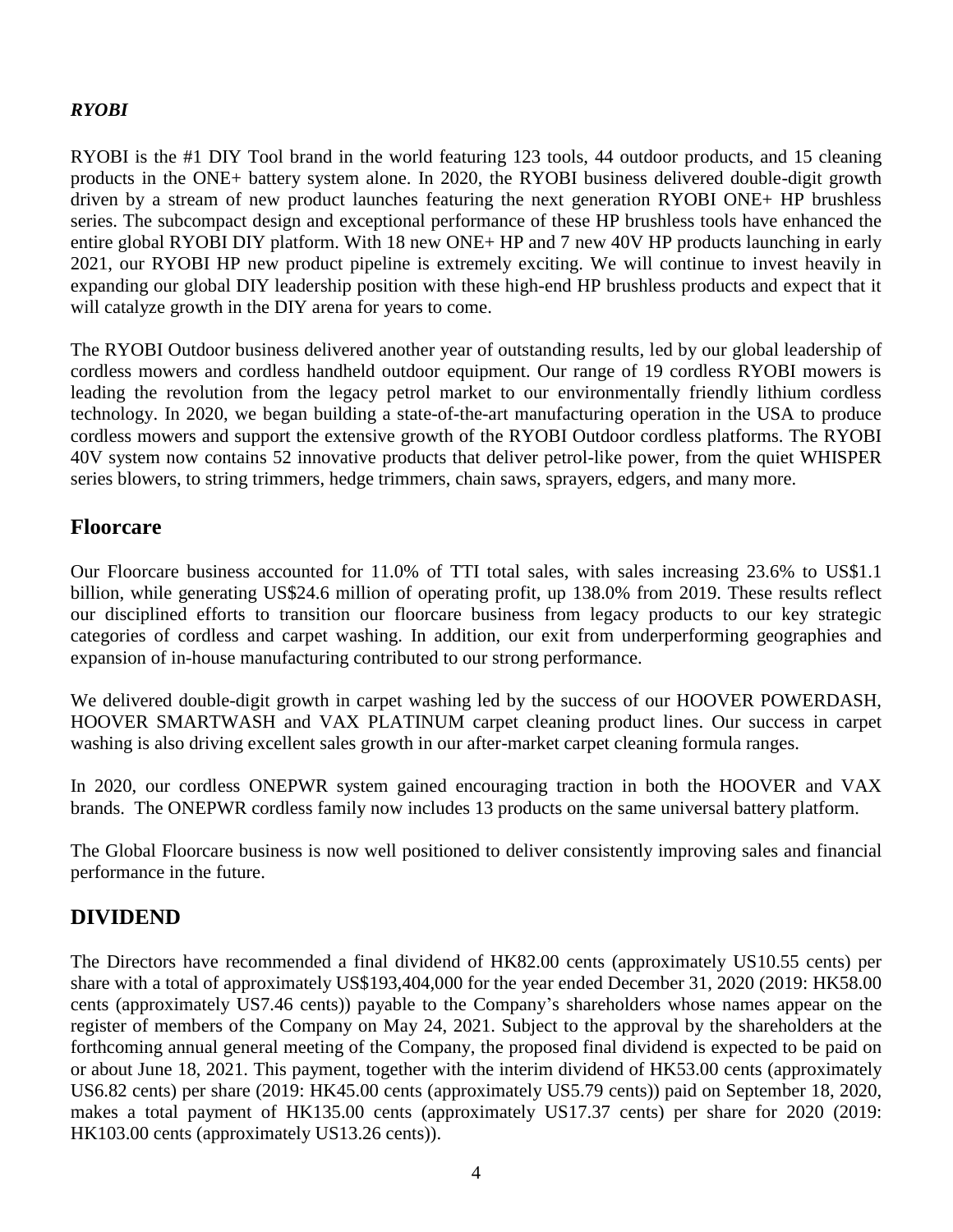*RYOBI*

RYOBI is the #1 DIY Tool brand in the world featuring 123 tools, 44 outdoor products, and 15 cleaning products in the ONE+ battery system alone. In 2020, the RYOBI business delivered double-digit growth driven by a stream of new product launches featuring the next generation RYOBI ONE+ HP brushless series. The subcompact design and exceptional performance of these HP brushless tools have enhanced the entire global RYOBI DIY platform. With 18 new ONE+ HP and 7 new 40V HP products launching in early 2021, our RYOBI HP new product pipeline is extremely exciting. We will continue to invest heavily in expanding our global DIY leadership position with these high-end HP brushless products and expect that it will catalyze growth in the DIY arena for years to come.

The RYOBI Outdoor business delivered another year of outstanding results, led by our global leadership of cordless mowers and cordless handheld outdoor equipment. Our range of 19 cordless RYOBI mowers is leading the revolution from the legacy petrol market to our environmentally friendly lithium cordless technology. In 2020, we began building a state-of-the-art manufacturing operation in the USA to produce cordless mowers and support the extensive growth of the RYOBI Outdoor cordless platforms. The RYOBI 40V system now contains 52 innovative products that deliver petrol-like power, from the quiet WHISPER series blowers, to string trimmers, hedge trimmers, chain saws, sprayers, edgers, and many more.

## Floorcare

Our Floorcare business accounted for 11.0% of TTI total sales, with sales increasing 23.6% to US$1.1 billion, while generating US$24.6 million of operating profit, up 138.0% from 2019. These results reflect our disciplined efforts to transition our floorcare business from legacy products to our key strategic categories of cordless and carpet washing. In addition, our exit from underperforming geographies and expansion of in-house manufacturing contributed to our strong performance.

We delivered double-digit growth in carpet washing led by the success of our HOOVER POWERDASH, HOOVER SMARTWASH and VAX PLATINUM carpet cleaning product lines. Our success in carpet washing is also driving excellent sales growth in our after-market carpet cleaning formula ranges.

In 2020, our cordless ONEPWR system gained encouraging traction in both the HOOVER and VAX brands. The ONEPWR cordless family now includes 13 products on the same universal battery platform.

The Global Floorcare business is now well positioned to deliver consistently improving sales and financial performance in the future.

## DIVIDEND

The Directors have recommended a final dividend of HK82.00 cents (approximately US10.55 cents) per share with a total of approximately US$193,404,000 for the year ended December 31, 2020 (2019: HK58.00 cents (approximately US7.46 cents)) payable to the Company's shareholders whose names appear on the register of members of the Company on May 24, 2021. Subject to the approval by the shareholders at the forthcoming annual general meeting of the Company, the proposed final dividend is expected to be paid on or about June 18, 2021. This payment, together with the interim dividend of HK53.00 cents (approximately US6.82 cents) per share (2019: HK45.00 cents (approximately US5.79 cents)) paid on September 18, 2020, makes a total payment of HK135.00 cents (approximately US17.37 cents) per share for 2020 (2019: HK103.00 cents (approximately US13.26 cents)).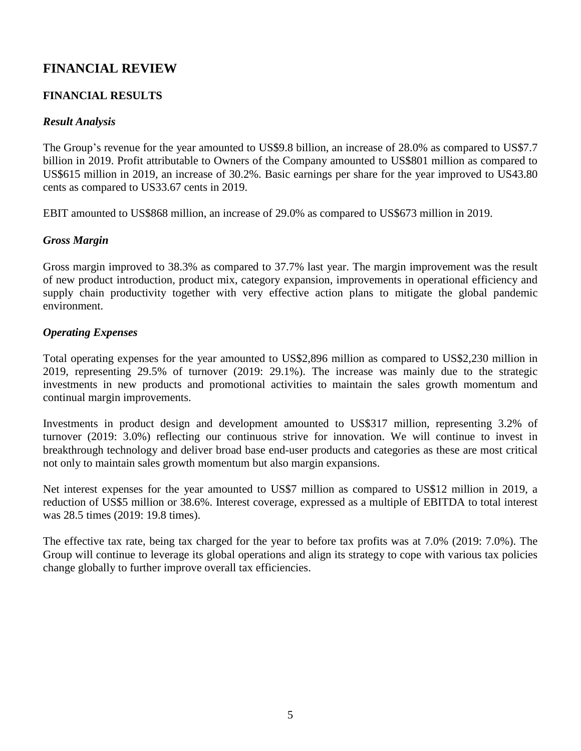# FINANCIAL REVIEW

## FINANCIAL RESULTS

### *Result Analysis*

The Group's revenue for the year amounted to US$9.8 billion, an increase of 28.0% as compared to US$7.7 billion in 2019. Profit attributable to Owners of the Company amounted to US$801 million as compared to US$615 million in 2019, an increase of 30.2%. Basic earnings per share for the year improved to US43.80 cents as compared to US33.67 cents in 2019.

EBIT amounted to US$868 million, an increase of 29.0% as compared to US$673 million in 2019.

### *Gross Margin*

Gross margin improved to 38.3% as compared to 37.7% last year. The margin improvement was the result of new product introduction, product mix, category expansion, improvements in operational efficiency and supply chain productivity together with very effective action plans to mitigate the global pandemic environment.

### *Operating Expenses*

Total operating expenses for the year amounted to US$2,896 million as compared to US$2,230 million in 2019, representing 29.5% of turnover (2019: 29.1%). The increase was mainly due to the strategic investments in new products and promotional activities to maintain the sales growth momentum and continual margin improvements.

Investments in product design and development amounted to US$317 million, representing 3.2% of turnover (2019: 3.0%) reflecting our continuous strive for innovation. We will continue to invest in breakthrough technology and deliver broad base end-user products and categories as these are most critical not only to maintain sales growth momentum but also margin expansions.

Net interest expenses for the year amounted to US$7 million as compared to US$12 million in 2019, a reduction of US$5 million or 38.6%. Interest coverage, expressed as a multiple of EBITDA to total interest was 28.5 times (2019: 19.8 times).

The effective tax rate, being tax charged for the year to before tax profits was at 7.0% (2019: 7.0%). The Group will continue to leverage its global operations and align its strategy to cope with various tax policies change globally to further improve overall tax efficiencies.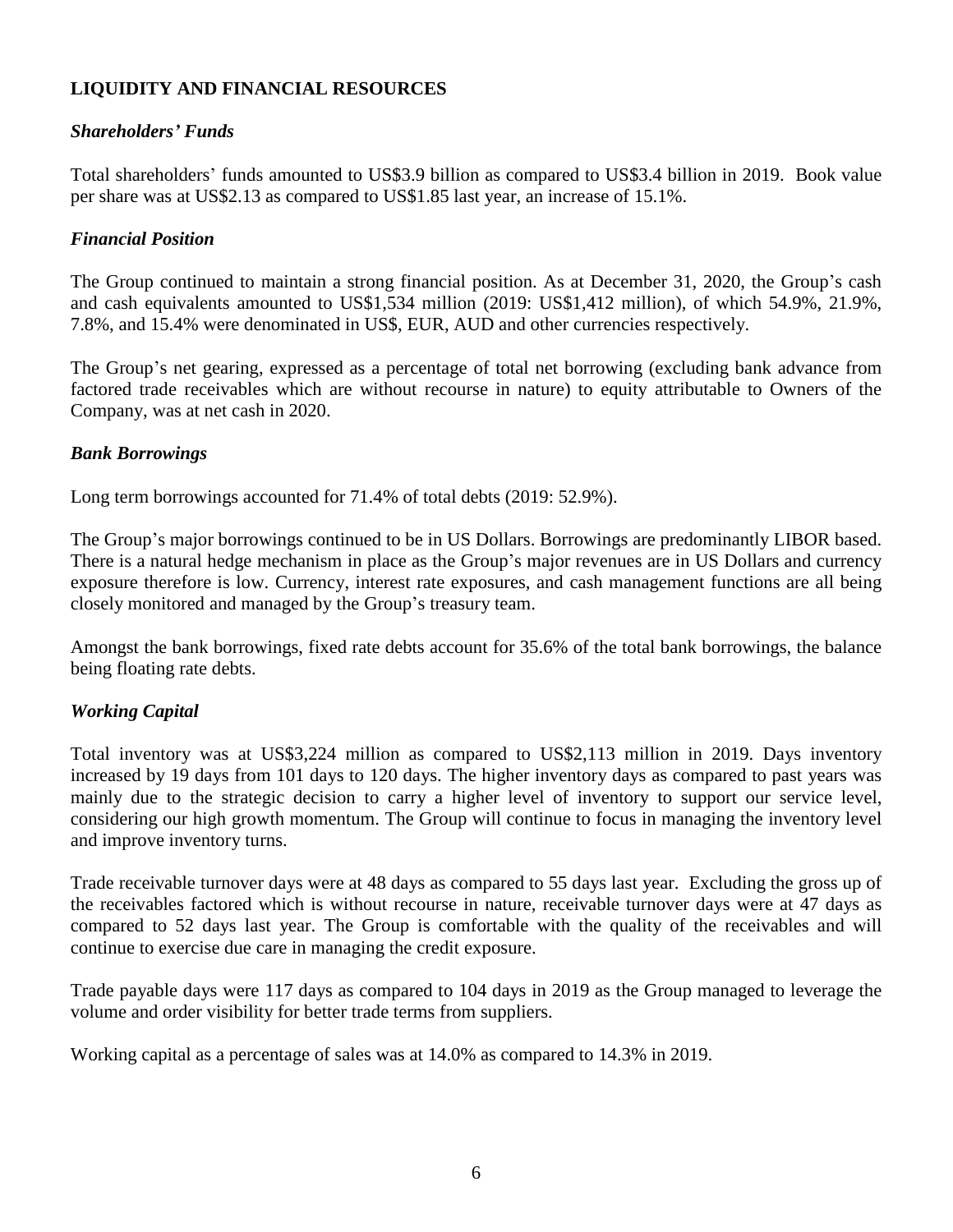## LIQUIDITY AND FINANCIAL RESOURCES

### *Shareholders' Funds*

Total shareholders' funds amounted to US$3.9 billion as compared to US$3.4 billion in 2019. Book value per share was at US$2.13 as compared to US$1.85 last year, an increase of 15.1%.

### *Financial Position*

The Group continued to maintain a strong financial position. As at December 31, 2020, the Group's cash and cash equivalents amounted to US$1,534 million (2019: US$1,412 million), of which 54.9%, 21.9%, 7.8%, and 15.4% were denominated in US$, EUR, AUD and other currencies respectively.

The Group's net gearing, expressed as a percentage of total net borrowing (excluding bank advance from factored trade receivables which are without recourse in nature) to equity attributable to Owners of the Company, was at net cash in 2020.

### *Bank Borrowings*

Long term borrowings accounted for 71.4% of total debts (2019: 52.9%).

The Group's major borrowings continued to be in US Dollars. Borrowings are predominantly LIBOR based. There is a natural hedge mechanism in place as the Group's major revenues are in US Dollars and currency exposure therefore is low. Currency, interest rate exposures, and cash management functions are all being closely monitored and managed by the Group's treasury team.

Amongst the bank borrowings, fixed rate debts account for 35.6% of the total bank borrowings, the balance being floating rate debts.

### *Working Capital*

Total inventory was at US$3,224 million as compared to US$2,113 million in 2019. Days inventory increased by 19 days from 101 days to 120 days. The higher inventory days as compared to past years was mainly due to the strategic decision to carry a higher level of inventory to support our service level, considering our high growth momentum. The Group will continue to focus in managing the inventory level and improve inventory turns.

Trade receivable turnover days were at 48 days as compared to 55 days last year. Excluding the gross up of the receivables factored which is without recourse in nature, receivable turnover days were at 47 days as compared to 52 days last year. The Group is comfortable with the quality of the receivables and will continue to exercise due care in managing the credit exposure.

Trade payable days were 117 days as compared to 104 days in 2019 as the Group managed to leverage the volume and order visibility for better trade terms from suppliers.

Working capital as a percentage of sales was at 14.0% as compared to 14.3% in 2019.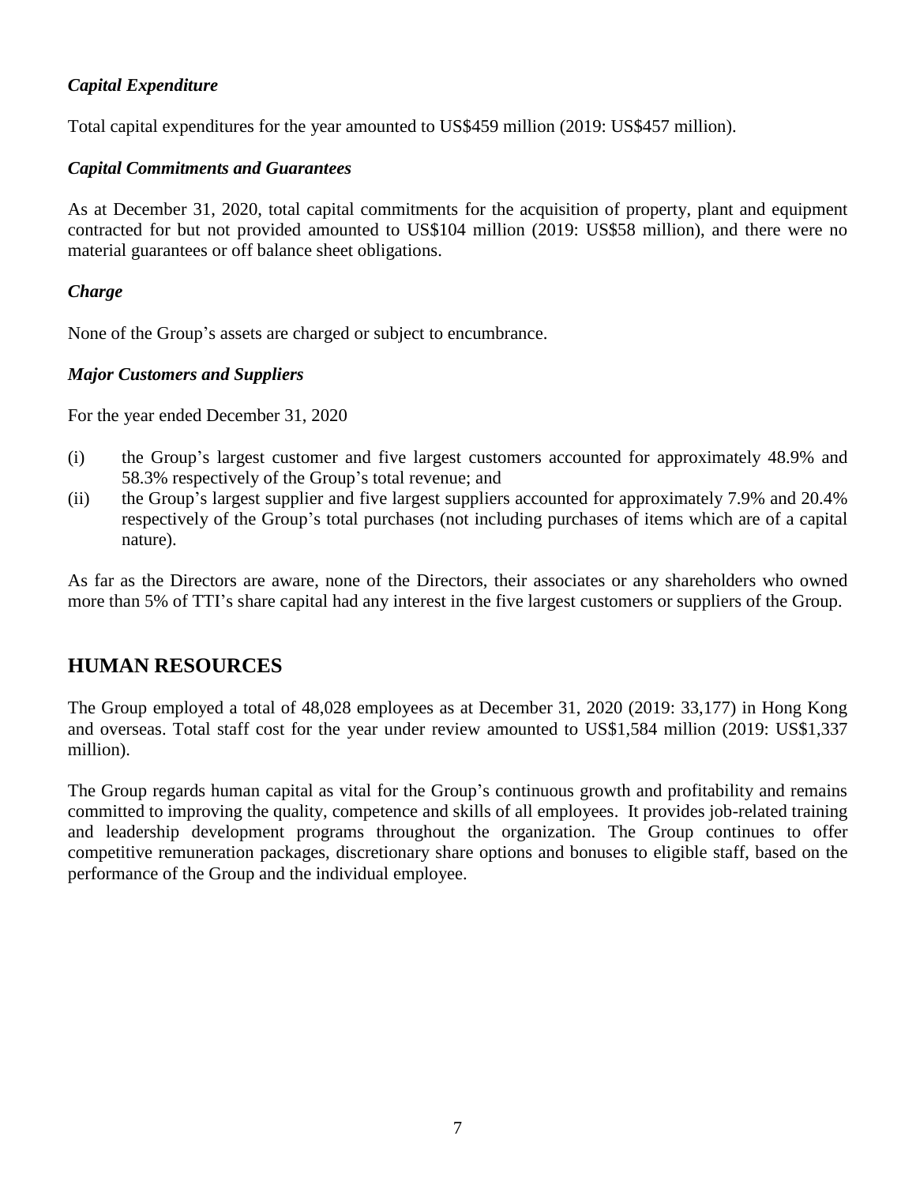### *Capital Expenditure*

Total capital expenditures for the year amounted to US$459 million (2019: US$457 million).

### *Capital Commitments and Guarantees*

As at December 31, 2020, total capital commitments for the acquisition of property, plant and equipment contracted for but not provided amounted to US$104 million (2019: US$58 million), and there were no material guarantees or off balance sheet obligations.

### *Charge*

None of the Group's assets are charged or subject to encumbrance.

### *Major Customers and Suppliers*

For the year ended December 31, 2020

(i) the Group's largest customer and five largest customers accounted for approximately 48.9% and 58.3% respectively of the Group's total revenue; and

(ii) the Group's largest supplier and five largest suppliers accounted for approximately 7.9% and 20.4% respectively of the Group's total purchases (not including purchases of items which are of a capital nature).

As far as the Directors are aware, none of the Directors, their associates or any shareholders who owned more than 5% of TTI's share capital had any interest in the five largest customers or suppliers of the Group.

## HUMAN RESOURCES

The Group employed a total of 48,028 employees as at December 31, 2020 (2019: 33,177) in Hong Kong and overseas. Total staff cost for the year under review amounted to US$1,584 million (2019: US$1,337 million).

The Group regards human capital as vital for the Group's continuous growth and profitability and remains committed to improving the quality, competence and skills of all employees. It provides job-related training and leadership development programs throughout the organization. The Group continues to offer competitive remuneration packages, discretionary share options and bonuses to eligible staff, based on the performance of the Group and the individual employee.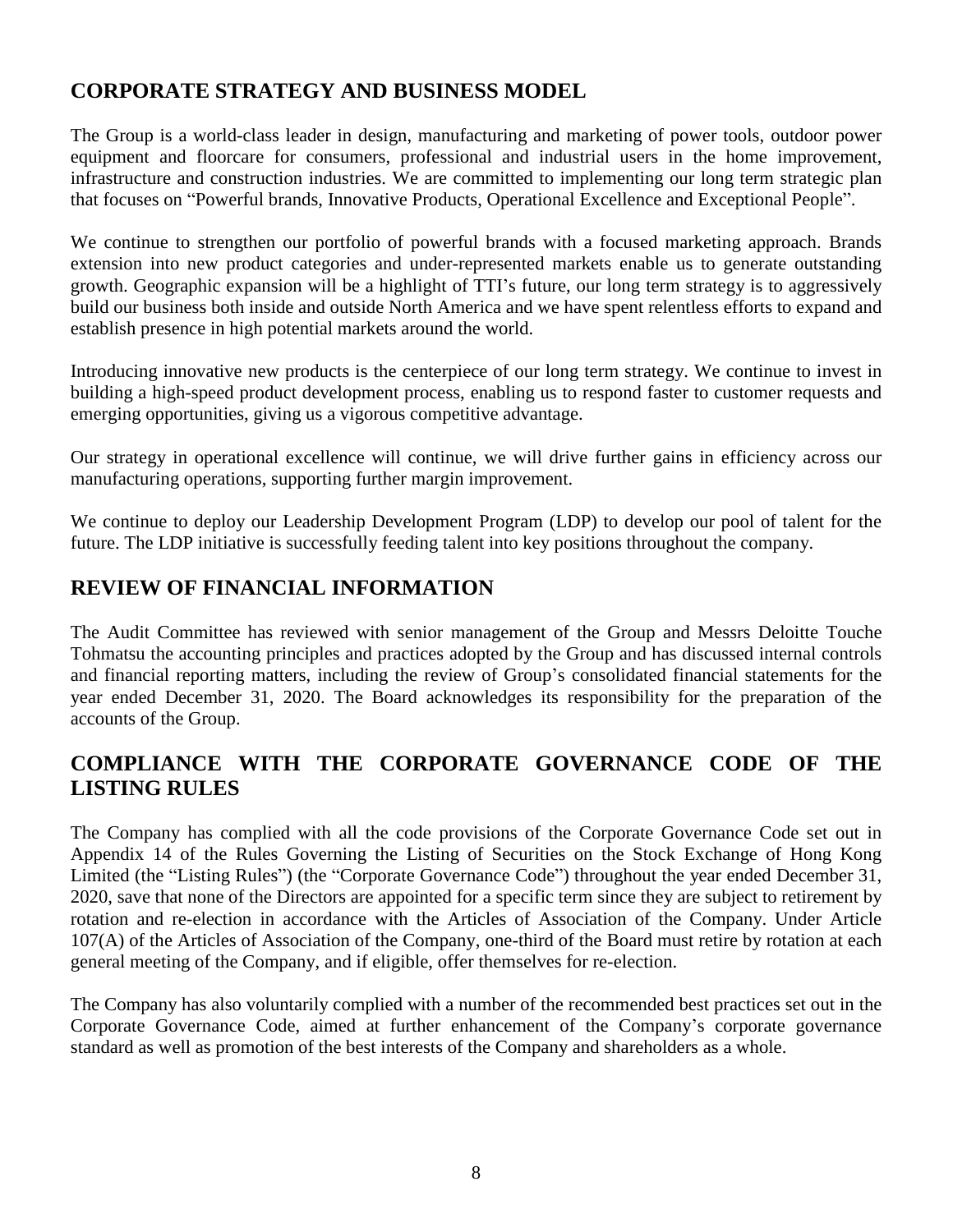## CORPORATE STRATEGY AND BUSINESS MODEL

The Group is a world-class leader in design, manufacturing and marketing of power tools, outdoor power equipment and floorcare for consumers, professional and industrial users in the home improvement, infrastructure and construction industries. We are committed to implementing our long term strategic plan that focuses on "Powerful brands, Innovative Products, Operational Excellence and Exceptional People".

We continue to strengthen our portfolio of powerful brands with a focused marketing approach. Brands extension into new product categories and under-represented markets enable us to generate outstanding growth. Geographic expansion will be a highlight of TTI's future, our long term strategy is to aggressively build our business both inside and outside North America and we have spent relentless efforts to expand and establish presence in high potential markets around the world.

Introducing innovative new products is the centerpiece of our long term strategy. We continue to invest in building a high-speed product development process, enabling us to respond faster to customer requests and emerging opportunities, giving us a vigorous competitive advantage.

Our strategy in operational excellence will continue, we will drive further gains in efficiency across our manufacturing operations, supporting further margin improvement.

We continue to deploy our Leadership Development Program (LDP) to develop our pool of talent for the future. The LDP initiative is successfully feeding talent into key positions throughout the company.

## REVIEW OF FINANCIAL INFORMATION

The Audit Committee has reviewed with senior management of the Group and Messrs Deloitte Touche Tohmatsu the accounting principles and practices adopted by the Group and has discussed internal controls and financial reporting matters, including the review of Group's consolidated financial statements for the year ended December 31, 2020. The Board acknowledges its responsibility for the preparation of the accounts of the Group.

## COMPLIANCE WITH THE CORPORATE GOVERNANCE CODE OF THE LISTING RULES

The Company has complied with all the code provisions of the Corporate Governance Code set out in Appendix 14 of the Rules Governing the Listing of Securities on the Stock Exchange of Hong Kong Limited (the "Listing Rules") (the "Corporate Governance Code") throughout the year ended December 31, 2020, save that none of the Directors are appointed for a specific term since they are subject to retirement by rotation and re-election in accordance with the Articles of Association of the Company. Under Article 107(A) of the Articles of Association of the Company, one-third of the Board must retire by rotation at each general meeting of the Company, and if eligible, offer themselves for re-election.

The Company has also voluntarily complied with a number of the recommended best practices set out in the Corporate Governance Code, aimed at further enhancement of the Company's corporate governance standard as well as promotion of the best interests of the Company and shareholders as a whole.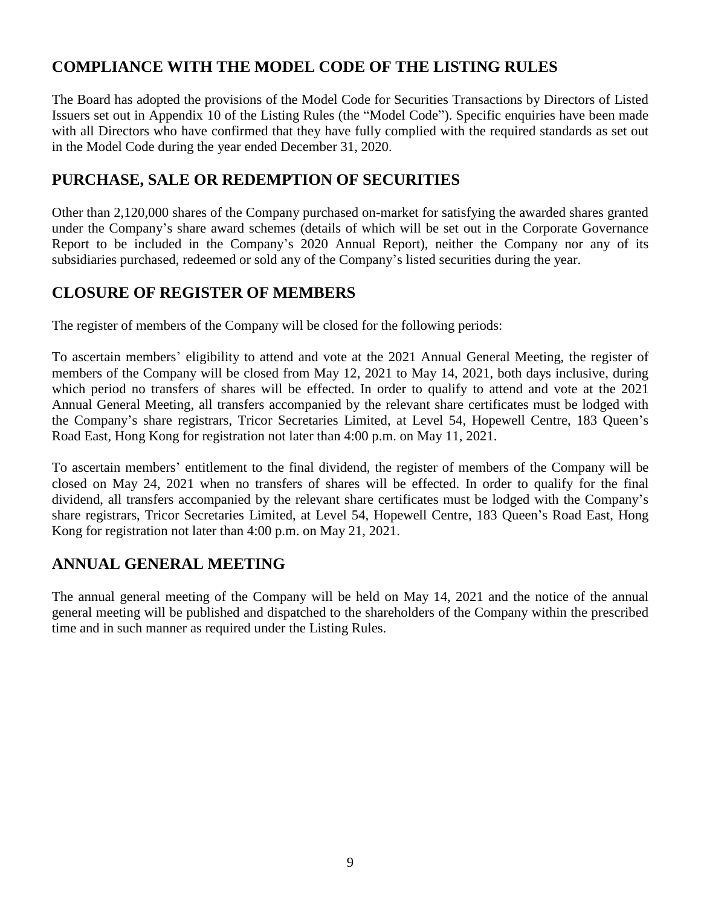## COMPLIANCE WITH THE MODEL CODE OF THE LISTING RULES

The Board has adopted the provisions of the Model Code for Securities Transactions by Directors of Listed Issuers set out in Appendix 10 of the Listing Rules (the "Model Code"). Specific enquiries have been made with all Directors who have confirmed that they have fully complied with the required standards as set out in the Model Code during the year ended December 31, 2020.

## PURCHASE, SALE OR REDEMPTION OF SECURITIES

Other than 2,120,000 shares of the Company purchased on-market for satisfying the awarded shares granted under the Company's share award schemes (details of which will be set out in the Corporate Governance Report to be included in the Company's 2020 Annual Report), neither the Company nor any of its subsidiaries purchased, redeemed or sold any of the Company's listed securities during the year.

## CLOSURE OF REGISTER OF MEMBERS

The register of members of the Company will be closed for the following periods:

To ascertain members' eligibility to attend and vote at the 2021 Annual General Meeting, the register of members of the Company will be closed from May 12, 2021 to May 14, 2021, both days inclusive, during which period no transfers of shares will be effected. In order to qualify to attend and vote at the 2021 Annual General Meeting, all transfers accompanied by the relevant share certificates must be lodged with the Company's share registrars, Tricor Secretaries Limited, at Level 54, Hopewell Centre, 183 Queen's Road East, Hong Kong for registration not later than 4:00 p.m. on May 11, 2021.

To ascertain members' entitlement to the final dividend, the register of members of the Company will be closed on May 24, 2021 when no transfers of shares will be effected. In order to qualify for the final dividend, all transfers accompanied by the relevant share certificates must be lodged with the Company's share registrars, Tricor Secretaries Limited, at Level 54, Hopewell Centre, 183 Queen's Road East, Hong Kong for registration not later than 4:00 p.m. on May 21, 2021.

## ANNUAL GENERAL MEETING

The annual general meeting of the Company will be held on May 14, 2021 and the notice of the annual general meeting will be published and dispatched to the shareholders of the Company within the prescribed time and in such manner as required under the Listing Rules.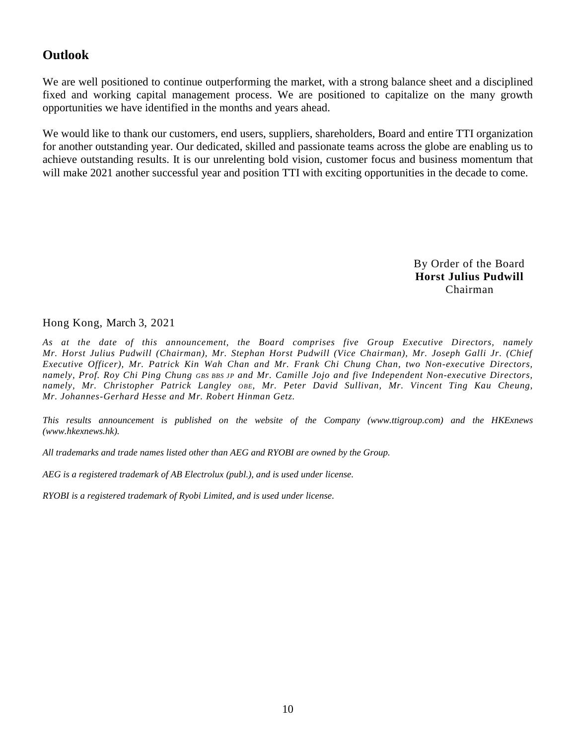## Outlook

We are well positioned to continue outperforming the market, with a strong balance sheet and a disciplined fixed and working capital management process. We are positioned to capitalize on the many growth opportunities we have identified in the months and years ahead.

We would like to thank our customers, end users, suppliers, shareholders, Board and entire TTI organization for another outstanding year. Our dedicated, skilled and passionate teams across the globe are enabling us to achieve outstanding results. It is our unrelenting bold vision, customer focus and business momentum that will make 2021 another successful year and position TTI with exciting opportunities in the decade to come.

By Order of the Board
**Horst Julius Pudwill**
Chairman

Hong Kong, March 3, 2021

*As at the date of this announcement, the Board comprises five Group Executive Directors, namely Mr. Horst Julius Pudwill (Chairman), Mr. Stephan Horst Pudwill (Vice Chairman), Mr. Joseph Galli Jr. (Chief Executive Officer), Mr. Patrick Kin Wah Chan and Mr. Frank Chi Chung Chan, two Non-executive Directors, namely, Prof. Roy Chi Ping Chung GBS BBS JP and Mr. Camille Jojo and five Independent Non-executive Directors, namely, Mr. Christopher Patrick Langley OBE, Mr. Peter David Sullivan, Mr. Vincent Ting Kau Cheung, Mr. Johannes-Gerhard Hesse and Mr. Robert Hinman Getz.*

*This results announcement is published on the website of the Company (www.ttigroup.com) and the HKExnews (www.hkexnews.hk).*

*All trademarks and trade names listed other than AEG and RYOBI are owned by the Group.*

*AEG is a registered trademark of AB Electrolux (publ.), and is used under license.*

*RYOBI is a registered trademark of Ryobi Limited, and is used under license.*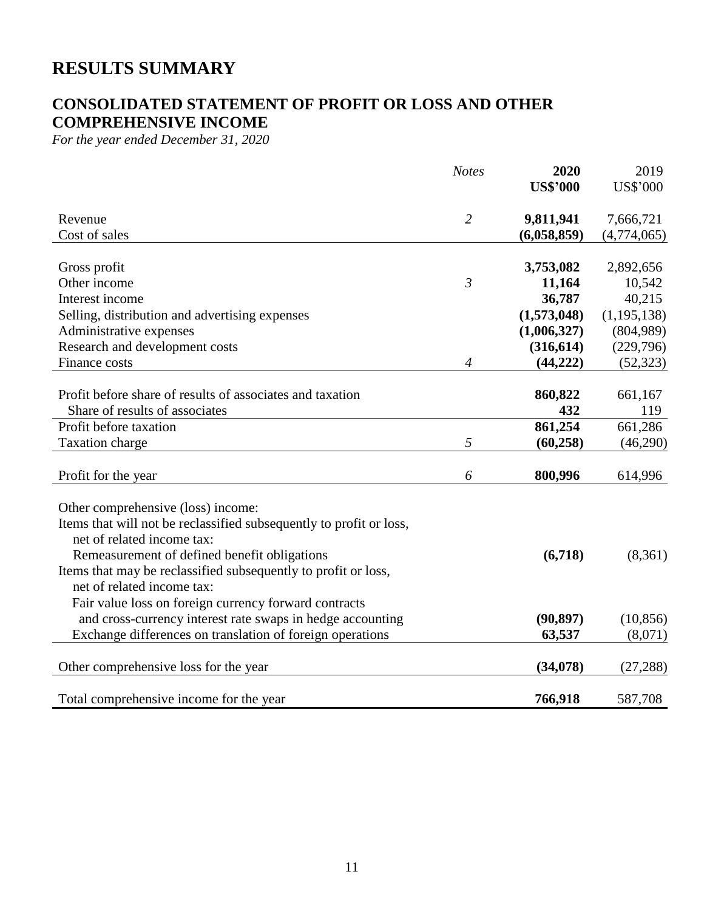# RESULTS SUMMARY

## CONSOLIDATED STATEMENT OF PROFIT OR LOSS AND OTHER COMPREHENSIVE INCOME

*For the year ended December 31, 2020*

| | *Notes* | **2020** **US$'000** | 2019 US$'000 |
|---|---|---|---|
| Revenue | *2* | **9,811,941** | 7,666,721 |
| Cost of sales | | **(6,058,859)** | (4,774,065) |
| Gross profit | | **3,753,082** | 2,892,656 |
| Other income | *3* | **11,164** | 10,542 |
| Interest income | | **36,787** | 40,215 |
| Selling, distribution and advertising expenses | | **(1,573,048)** | (1,195,138) |
| Administrative expenses | | **(1,006,327)** | (804,989) |
| Research and development costs | | **(316,614)** | (229,796) |
| Finance costs | *4* | **(44,222)** | (52,323) |
| Profit before share of results of associates and taxation | | **860,822** | 661,167 |
| Share of results of associates | | **432** | 119 |
| Profit before taxation | | **861,254** | 661,286 |
| Taxation charge | *5* | **(60,258)** | (46,290) |
| Profit for the year | *6* | **800,996** | 614,996 |
| Other comprehensive (loss) income: | | | |
| Items that will not be reclassified subsequently to profit or loss, net of related income tax: | | | |
| Remeasurement of defined benefit obligations | | **(6,718)** | (8,361) |
| Items that may be reclassified subsequently to profit or loss, net of related income tax: | | | |
| Fair value loss on foreign currency forward contracts and cross-currency interest rate swaps in hedge accounting | | **(90,897)** | (10,856) |
| Exchange differences on translation of foreign operations | | **63,537** | (8,071) |
| Other comprehensive loss for the year | | **(34,078)** | (27,288) |
| Total comprehensive income for the year | | **766,918** | 587,708 |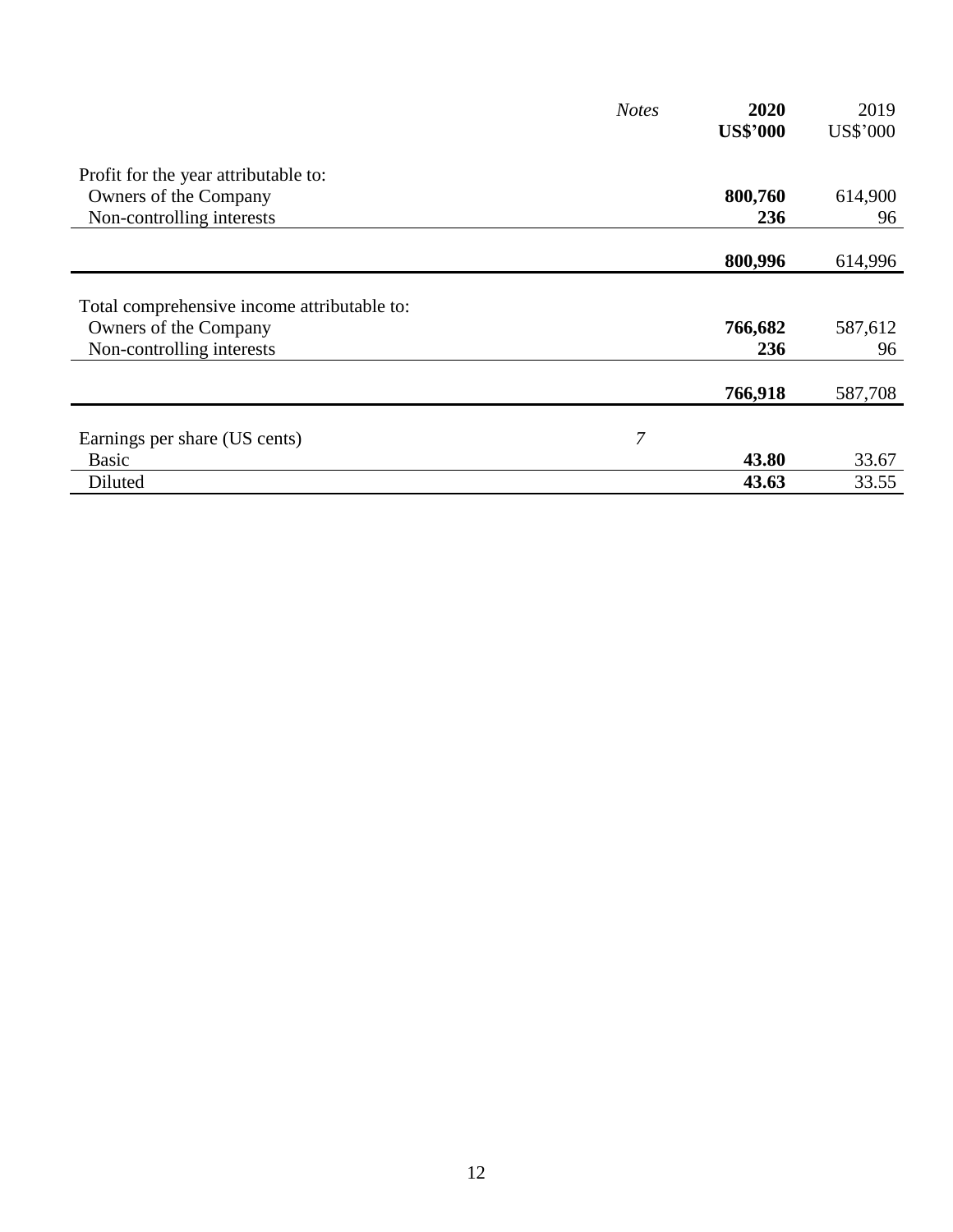| | *Notes* | **2020** **US$'000** | 2019 US$'000 |
|---|---|---|---|
| Profit for the year attributable to: | | | |
| Owners of the Company | | **800,760** | 614,900 |
| Non-controlling interests | | **236** | 96 |
| | | **800,996** | 614,996 |
| Total comprehensive income attributable to: | | | |
| Owners of the Company | | **766,682** | 587,612 |
| Non-controlling interests | | **236** | 96 |
| | | **766,918** | 587,708 |
| Earnings per share (US cents) | *7* | | |
| Basic | | **43.80** | 33.67 |
| Diluted | | **43.63** | 33.55 |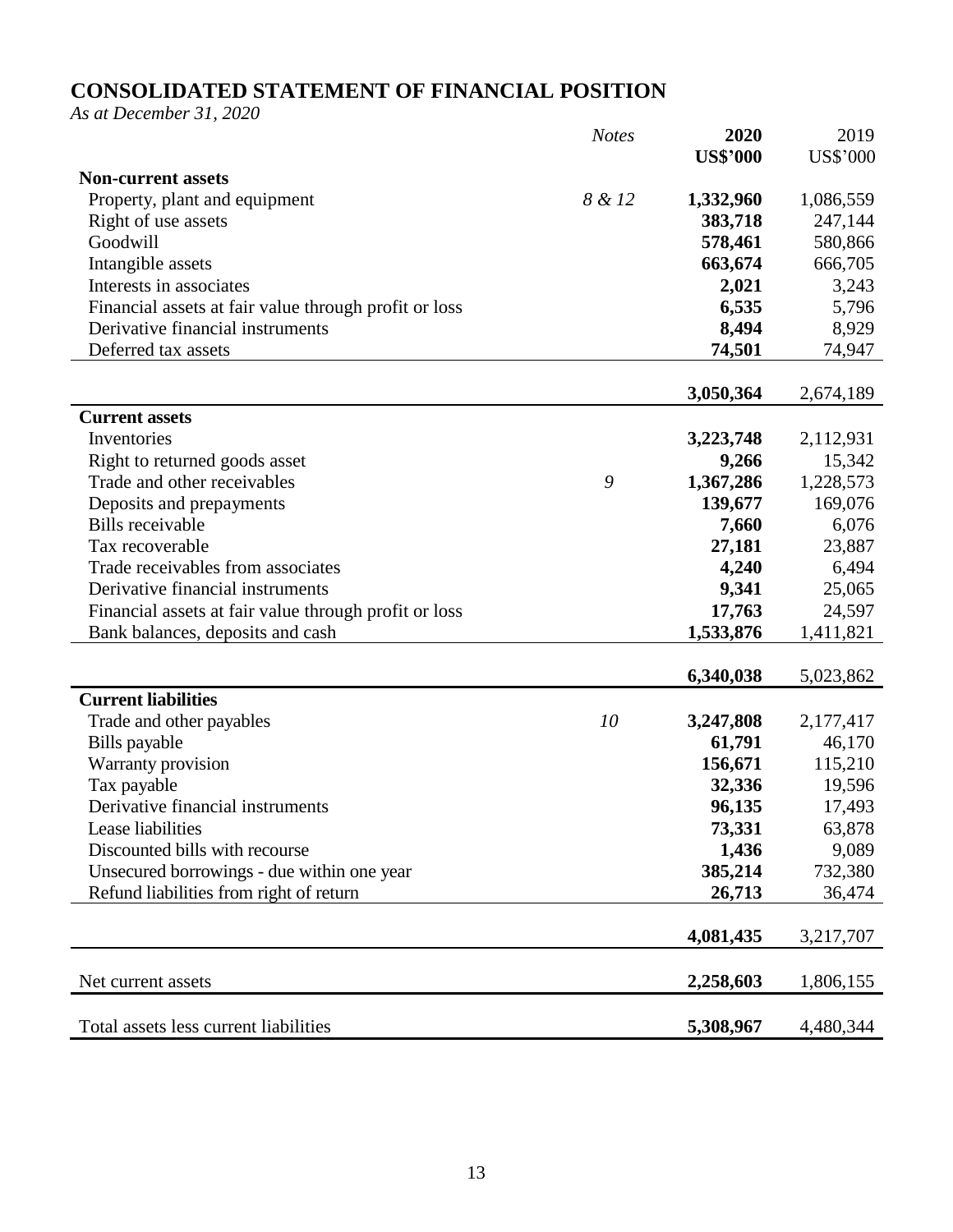# CONSOLIDATED STATEMENT OF FINANCIAL POSITION

*As at December 31, 2020*

| | *Notes* | **2020** | 2019 |
|---|---|---|---|
| | | **US$'000** | US$'000 |
| **Non-current assets** | | | |
| Property, plant and equipment | *8 & 12* | **1,332,960** | 1,086,559 |
| Right of use assets | | **383,718** | 247,144 |
| Goodwill | | **578,461** | 580,866 |
| Intangible assets | | **663,674** | 666,705 |
| Interests in associates | | **2,021** | 3,243 |
| Financial assets at fair value through profit or loss | | **6,535** | 5,796 |
| Derivative financial instruments | | **8,494** | 8,929 |
| Deferred tax assets | | **74,501** | 74,947 |
| | | **3,050,364** | 2,674,189 |
| **Current assets** | | | |
| Inventories | | **3,223,748** | 2,112,931 |
| Right to returned goods asset | | **9,266** | 15,342 |
| Trade and other receivables | *9* | **1,367,286** | 1,228,573 |
| Deposits and prepayments | | **139,677** | 169,076 |
| Bills receivable | | **7,660** | 6,076 |
| Tax recoverable | | **27,181** | 23,887 |
| Trade receivables from associates | | **4,240** | 6,494 |
| Derivative financial instruments | | **9,341** | 25,065 |
| Financial assets at fair value through profit or loss | | **17,763** | 24,597 |
| Bank balances, deposits and cash | | **1,533,876** | 1,411,821 |
| | | **6,340,038** | 5,023,862 |
| **Current liabilities** | | | |
| Trade and other payables | *10* | **3,247,808** | 2,177,417 |
| Bills payable | | **61,791** | 46,170 |
| Warranty provision | | **156,671** | 115,210 |
| Tax payable | | **32,336** | 19,596 |
| Derivative financial instruments | | **96,135** | 17,493 |
| Lease liabilities | | **73,331** | 63,878 |
| Discounted bills with recourse | | **1,436** | 9,089 |
| Unsecured borrowings - due within one year | | **385,214** | 732,380 |
| Refund liabilities from right of return | | **26,713** | 36,474 |
| | | **4,081,435** | 3,217,707 |
| Net current assets | | **2,258,603** | 1,806,155 |
| Total assets less current liabilities | | **5,308,967** | 4,480,344 |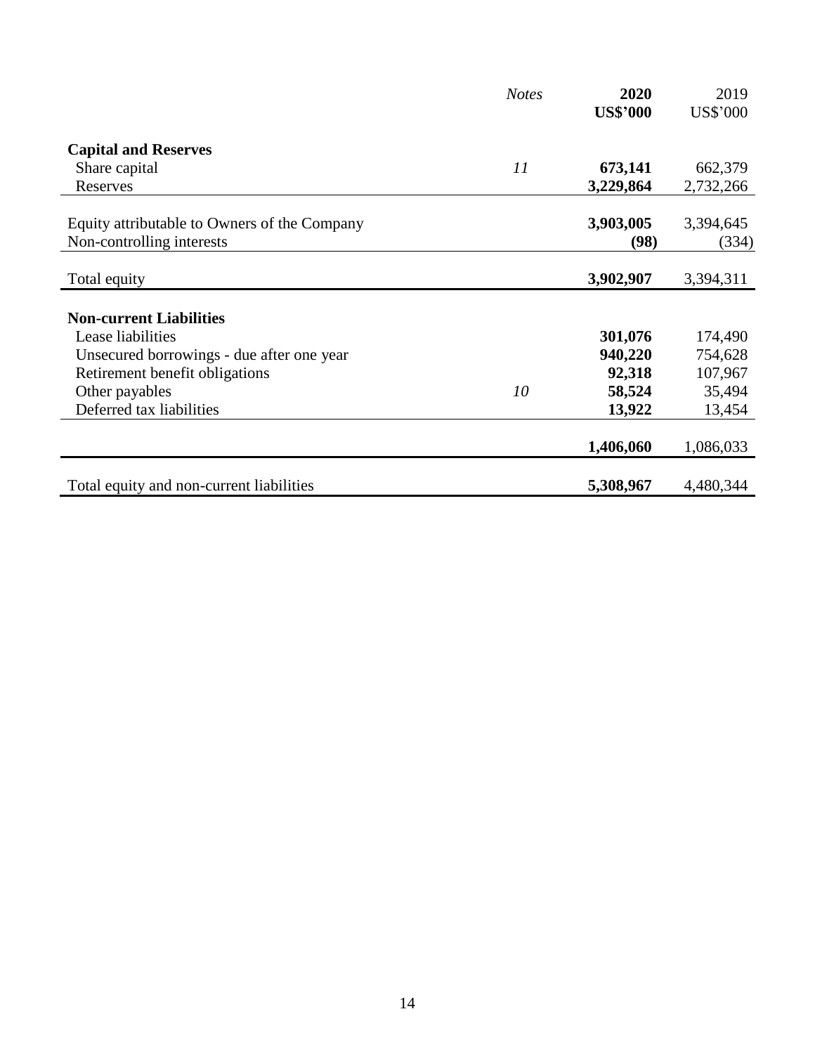| | *Notes* | **2020** **US$'000** | 2019 US$'000 |
|---|---|---|---|
| **Capital and Reserves** | | | |
| Share capital | *11* | **673,141** | 662,379 |
| Reserves | | **3,229,864** | 2,732,266 |
| Equity attributable to Owners of the Company | | **3,903,005** | 3,394,645 |
| Non-controlling interests | | **(98)** | (334) |
| Total equity | | **3,902,907** | 3,394,311 |
| **Non-current Liabilities** | | | |
| Lease liabilities | | **301,076** | 174,490 |
| Unsecured borrowings - due after one year | | **940,220** | 754,628 |
| Retirement benefit obligations | | **92,318** | 107,967 |
| Other payables | *10* | **58,524** | 35,494 |
| Deferred tax liabilities | | **13,922** | 13,454 |
| | | **1,406,060** | 1,086,033 |
| Total equity and non-current liabilities | | **5,308,967** | 4,480,344 |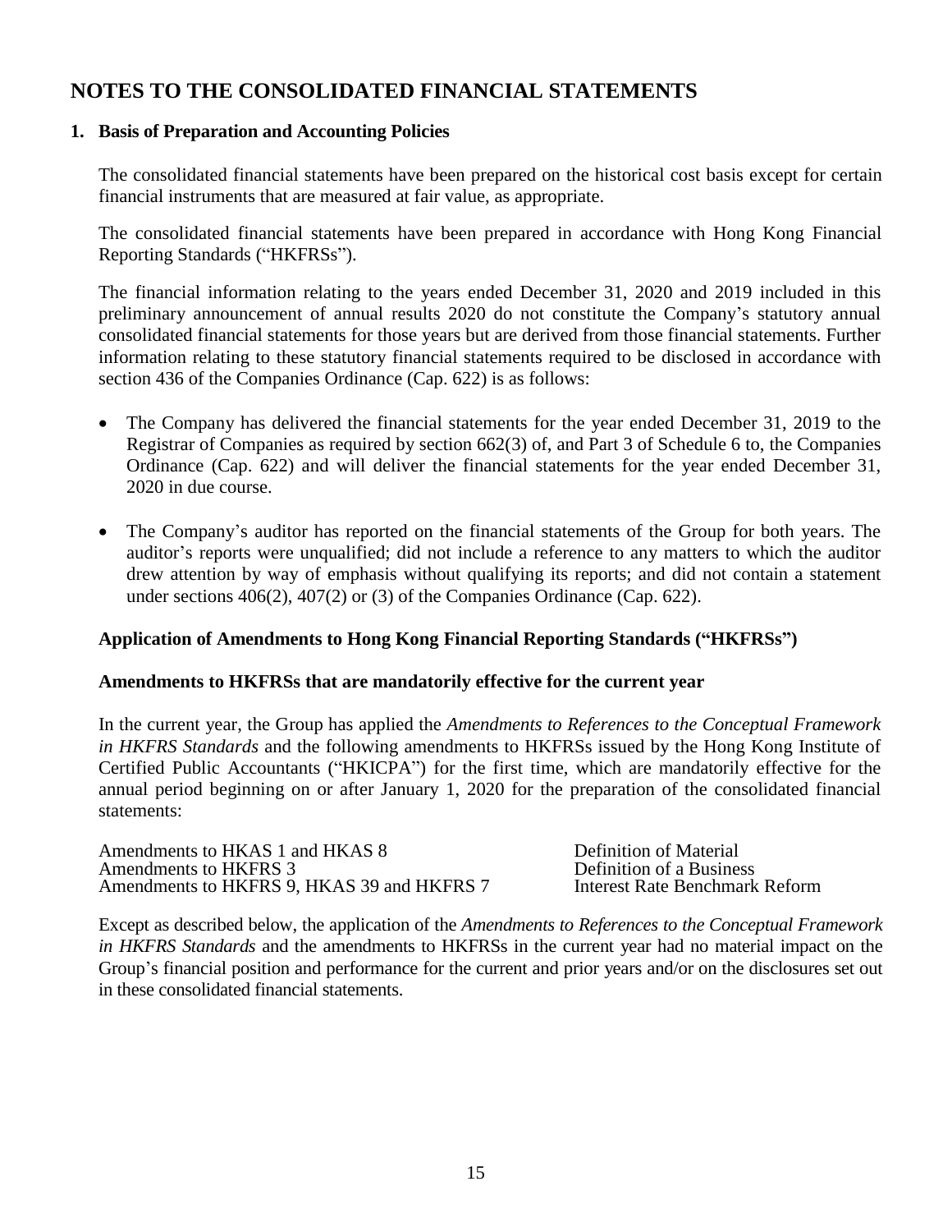# NOTES TO THE CONSOLIDATED FINANCIAL STATEMENTS

## 1. Basis of Preparation and Accounting Policies

The consolidated financial statements have been prepared on the historical cost basis except for certain financial instruments that are measured at fair value, as appropriate.

The consolidated financial statements have been prepared in accordance with Hong Kong Financial Reporting Standards ("HKFRSs").

The financial information relating to the years ended December 31, 2020 and 2019 included in this preliminary announcement of annual results 2020 do not constitute the Company's statutory annual consolidated financial statements for those years but are derived from those financial statements. Further information relating to these statutory financial statements required to be disclosed in accordance with section 436 of the Companies Ordinance (Cap. 622) is as follows:

- The Company has delivered the financial statements for the year ended December 31, 2019 to the Registrar of Companies as required by section 662(3) of, and Part 3 of Schedule 6 to, the Companies Ordinance (Cap. 622) and will deliver the financial statements for the year ended December 31, 2020 in due course.

- The Company's auditor has reported on the financial statements of the Group for both years. The auditor's reports were unqualified; did not include a reference to any matters to which the auditor drew attention by way of emphasis without qualifying its reports; and did not contain a statement under sections 406(2), 407(2) or (3) of the Companies Ordinance (Cap. 622).

### Application of Amendments to Hong Kong Financial Reporting Standards ("HKFRSs")

### Amendments to HKFRSs that are mandatorily effective for the current year

In the current year, the Group has applied the *Amendments to References to the Conceptual Framework in HKFRS Standards* and the following amendments to HKFRSs issued by the Hong Kong Institute of Certified Public Accountants ("HKICPA") for the first time, which are mandatorily effective for the annual period beginning on or after January 1, 2020 for the preparation of the consolidated financial statements:

| | |
|---|---|
| Amendments to HKAS 1 and HKAS 8 | Definition of Material |
| Amendments to HKFRS 3 | Definition of a Business |
| Amendments to HKFRS 9, HKAS 39 and HKFRS 7 | Interest Rate Benchmark Reform |

Except as described below, the application of the *Amendments to References to the Conceptual Framework in HKFRS Standards* and the amendments to HKFRSs in the current year had no material impact on the Group's financial position and performance for the current and prior years and/or on the disclosures set out in these consolidated financial statements.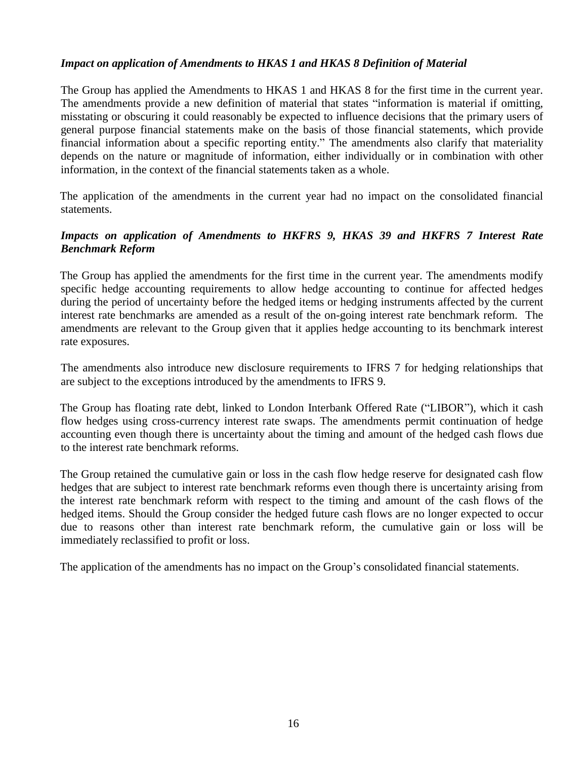***Impact on application of Amendments to HKAS 1 and HKAS 8 Definition of Material***

The Group has applied the Amendments to HKAS 1 and HKAS 8 for the first time in the current year. The amendments provide a new definition of material that states "information is material if omitting, misstating or obscuring it could reasonably be expected to influence decisions that the primary users of general purpose financial statements make on the basis of those financial statements, which provide financial information about a specific reporting entity." The amendments also clarify that materiality depends on the nature or magnitude of information, either individually or in combination with other information, in the context of the financial statements taken as a whole.

The application of the amendments in the current year had no impact on the consolidated financial statements.

***Impacts on application of Amendments to HKFRS 9, HKAS 39 and HKFRS 7 Interest Rate Benchmark Reform***

The Group has applied the amendments for the first time in the current year. The amendments modify specific hedge accounting requirements to allow hedge accounting to continue for affected hedges during the period of uncertainty before the hedged items or hedging instruments affected by the current interest rate benchmarks are amended as a result of the on-going interest rate benchmark reform. The amendments are relevant to the Group given that it applies hedge accounting to its benchmark interest rate exposures.

The amendments also introduce new disclosure requirements to IFRS 7 for hedging relationships that are subject to the exceptions introduced by the amendments to IFRS 9.

The Group has floating rate debt, linked to London Interbank Offered Rate ("LIBOR"), which it cash flow hedges using cross-currency interest rate swaps. The amendments permit continuation of hedge accounting even though there is uncertainty about the timing and amount of the hedged cash flows due to the interest rate benchmark reforms.

The Group retained the cumulative gain or loss in the cash flow hedge reserve for designated cash flow hedges that are subject to interest rate benchmark reforms even though there is uncertainty arising from the interest rate benchmark reform with respect to the timing and amount of the cash flows of the hedged items. Should the Group consider the hedged future cash flows are no longer expected to occur due to reasons other than interest rate benchmark reform, the cumulative gain or loss will be immediately reclassified to profit or loss.

The application of the amendments has no impact on the Group's consolidated financial statements.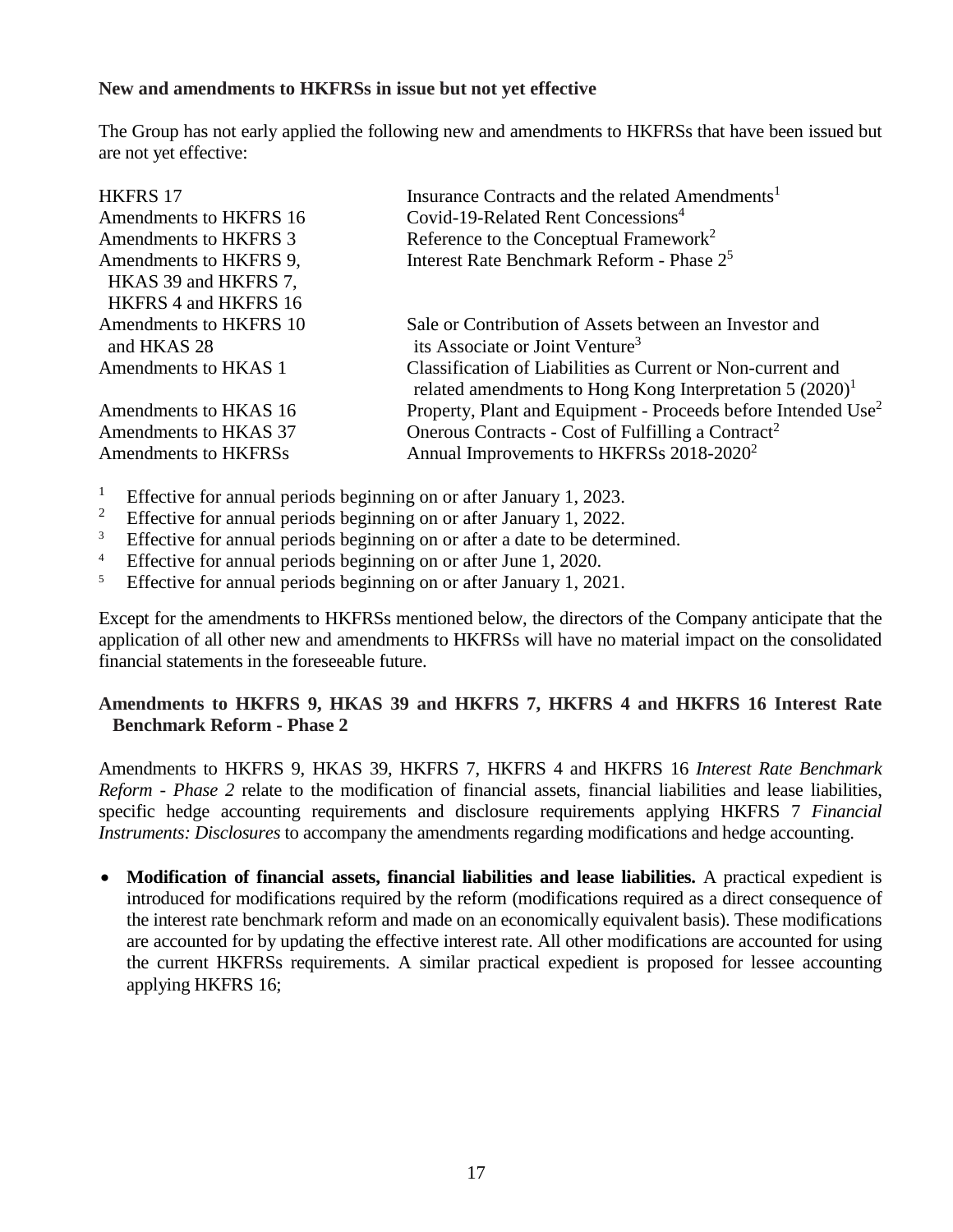**New and amendments to HKFRSs in issue but not yet effective**

The Group has not early applied the following new and amendments to HKFRSs that have been issued but are not yet effective:

| | |
|---|---|
| HKFRS 17 | Insurance Contracts and the related Amendments[1] |
| Amendments to HKFRS 16 | Covid-19-Related Rent Concessions[4] |
| Amendments to HKFRS 3 | Reference to the Conceptual Framework[2] |
| Amendments to HKFRS 9, HKAS 39 and HKFRS 7, HKFRS 4 and HKFRS 16 | Interest Rate Benchmark Reform - Phase 2[5] |
| Amendments to HKFRS 10 and HKAS 28 | Sale or Contribution of Assets between an Investor and its Associate or Joint Venture[3] |
| Amendments to HKAS 1 | Classification of Liabilities as Current or Non-current and related amendments to Hong Kong Interpretation 5 (2020)[1] |
| Amendments to HKAS 16 | Property, Plant and Equipment - Proceeds before Intended Use[2] |
| Amendments to HKAS 37 | Onerous Contracts - Cost of Fulfilling a Contract[2] |
| Amendments to HKFRSs | Annual Improvements to HKFRSs 2018-2020[2] |

[1] Effective for annual periods beginning on or after January 1, 2023.
[2] Effective for annual periods beginning on or after January 1, 2022.
[3] Effective for annual periods beginning on or after a date to be determined.
[4] Effective for annual periods beginning on or after June 1, 2020.
[5] Effective for annual periods beginning on or after January 1, 2021.

Except for the amendments to HKFRSs mentioned below, the directors of the Company anticipate that the application of all other new and amendments to HKFRSs will have no material impact on the consolidated financial statements in the foreseeable future.

**Amendments to HKFRS 9, HKAS 39 and HKFRS 7, HKFRS 4 and HKFRS 16 Interest Rate Benchmark Reform - Phase 2**

Amendments to HKFRS 9, HKAS 39, HKFRS 7, HKFRS 4 and HKFRS 16 *Interest Rate Benchmark Reform - Phase 2* relate to the modification of financial assets, financial liabilities and lease liabilities, specific hedge accounting requirements and disclosure requirements applying HKFRS 7 *Financial Instruments: Disclosures* to accompany the amendments regarding modifications and hedge accounting.

- **Modification of financial assets, financial liabilities and lease liabilities.** A practical expedient is introduced for modifications required by the reform (modifications required as a direct consequence of the interest rate benchmark reform and made on an economically equivalent basis). These modifications are accounted for by updating the effective interest rate. All other modifications are accounted for using the current HKFRSs requirements. A similar practical expedient is proposed for lessee accounting applying HKFRS 16;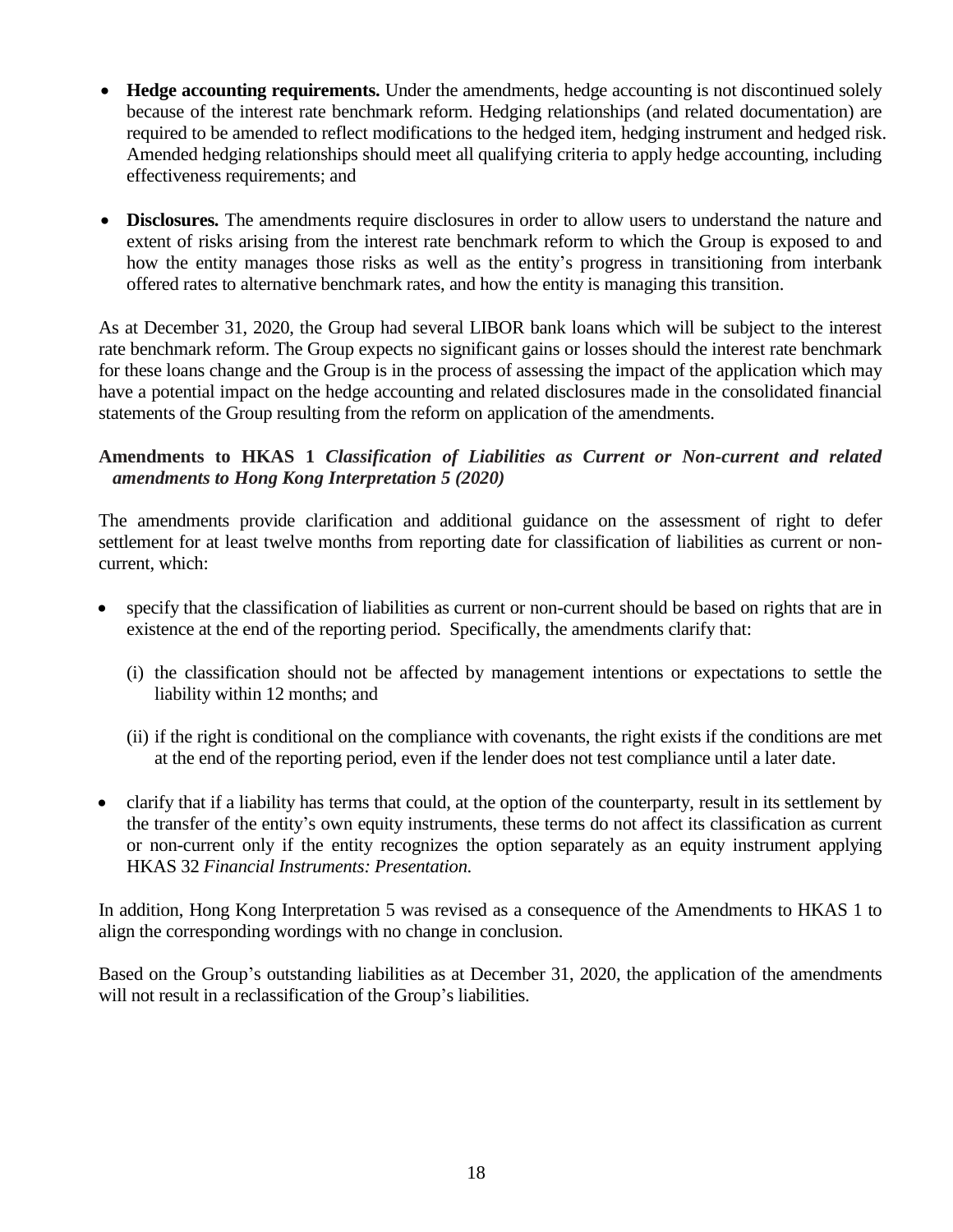- **Hedge accounting requirements.** Under the amendments, hedge accounting is not discontinued solely because of the interest rate benchmark reform. Hedging relationships (and related documentation) are required to be amended to reflect modifications to the hedged item, hedging instrument and hedged risk. Amended hedging relationships should meet all qualifying criteria to apply hedge accounting, including effectiveness requirements; and

- **Disclosures.** The amendments require disclosures in order to allow users to understand the nature and extent of risks arising from the interest rate benchmark reform to which the Group is exposed to and how the entity manages those risks as well as the entity's progress in transitioning from interbank offered rates to alternative benchmark rates, and how the entity is managing this transition.

As at December 31, 2020, the Group had several LIBOR bank loans which will be subject to the interest rate benchmark reform. The Group expects no significant gains or losses should the interest rate benchmark for these loans change and the Group is in the process of assessing the impact of the application which may have a potential impact on the hedge accounting and related disclosures made in the consolidated financial statements of the Group resulting from the reform on application of the amendments.

**Amendments to HKAS 1** ***Classification of Liabilities as Current or Non-current and related amendments to Hong Kong Interpretation 5 (2020)***

The amendments provide clarification and additional guidance on the assessment of right to defer settlement for at least twelve months from reporting date for classification of liabilities as current or non-current, which:

- specify that the classification of liabilities as current or non-current should be based on rights that are in existence at the end of the reporting period. Specifically, the amendments clarify that:

  (i) the classification should not be affected by management intentions or expectations to settle the liability within 12 months; and

  (ii) if the right is conditional on the compliance with covenants, the right exists if the conditions are met at the end of the reporting period, even if the lender does not test compliance until a later date.

- clarify that if a liability has terms that could, at the option of the counterparty, result in its settlement by the transfer of the entity's own equity instruments, these terms do not affect its classification as current or non-current only if the entity recognizes the option separately as an equity instrument applying HKAS 32 *Financial Instruments: Presentation.*

In addition, Hong Kong Interpretation 5 was revised as a consequence of the Amendments to HKAS 1 to align the corresponding wordings with no change in conclusion.

Based on the Group's outstanding liabilities as at December 31, 2020, the application of the amendments will not result in a reclassification of the Group's liabilities.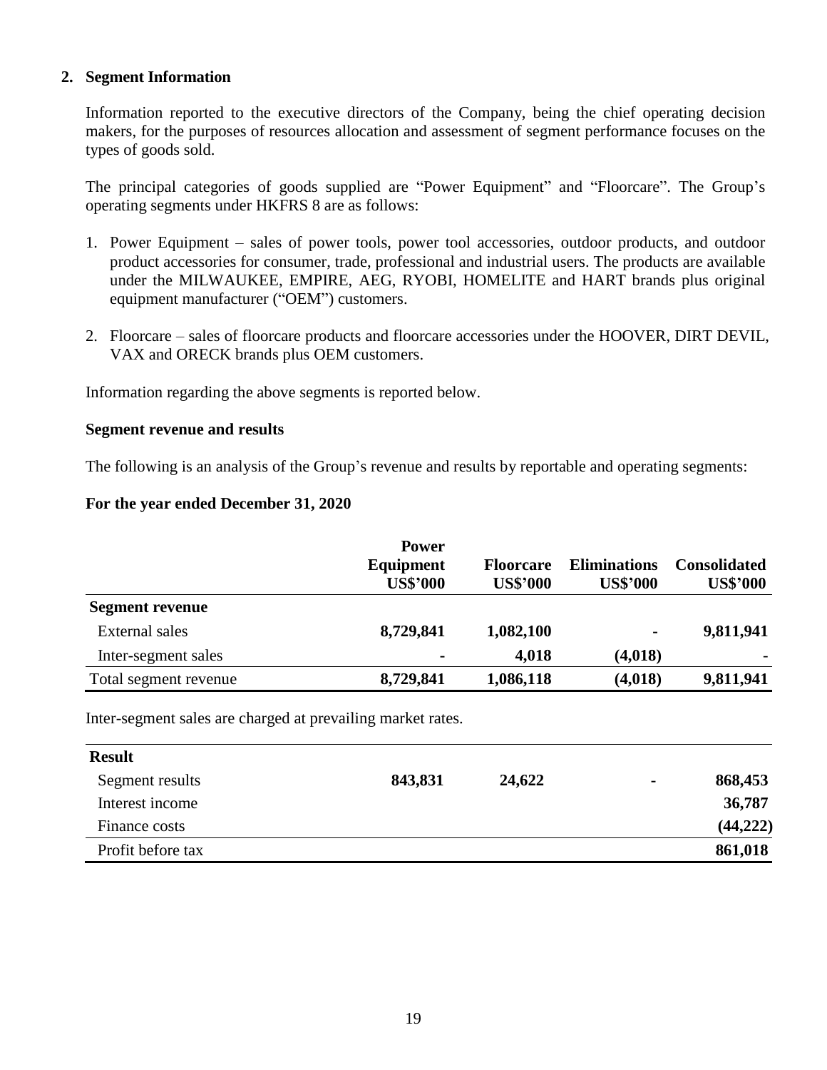## 2. Segment Information

Information reported to the executive directors of the Company, being the chief operating decision makers, for the purposes of resources allocation and assessment of segment performance focuses on the types of goods sold.

The principal categories of goods supplied are "Power Equipment" and "Floorcare". The Group's operating segments under HKFRS 8 are as follows:

1. Power Equipment – sales of power tools, power tool accessories, outdoor products, and outdoor product accessories for consumer, trade, professional and industrial users. The products are available under the MILWAUKEE, EMPIRE, AEG, RYOBI, HOMELITE and HART brands plus original equipment manufacturer ("OEM") customers.
2. Floorcare – sales of floorcare products and floorcare accessories under the HOOVER, DIRT DEVIL, VAX and ORECK brands plus OEM customers.

Information regarding the above segments is reported below.

### Segment revenue and results

The following is an analysis of the Group's revenue and results by reportable and operating segments:

**For the year ended December 31, 2020**

| | Power Equipment US$'000 | Floorcare US$'000 | Eliminations US$'000 | Consolidated US$'000 |
|---|---|---|---|---|
| **Segment revenue** | | | | |
| External sales | **8,729,841** | **1,082,100** | **-** | **9,811,941** |
| Inter-segment sales | **-** | **4,018** | **(4,018)** | - |
| Total segment revenue | **8,729,841** | **1,086,118** | **(4,018)** | **9,811,941** |

Inter-segment sales are charged at prevailing market rates.

| | Power Equipment US$'000 | Floorcare US$'000 | Eliminations US$'000 | Consolidated US$'000 |
|---|---|---|---|---|
| **Result** | | | | |
| Segment results | **843,831** | **24,622** | **-** | **868,453** |
| Interest income | | | | **36,787** |
| Finance costs | | | | **(44,222)** |
| Profit before tax | | | | **861,018** |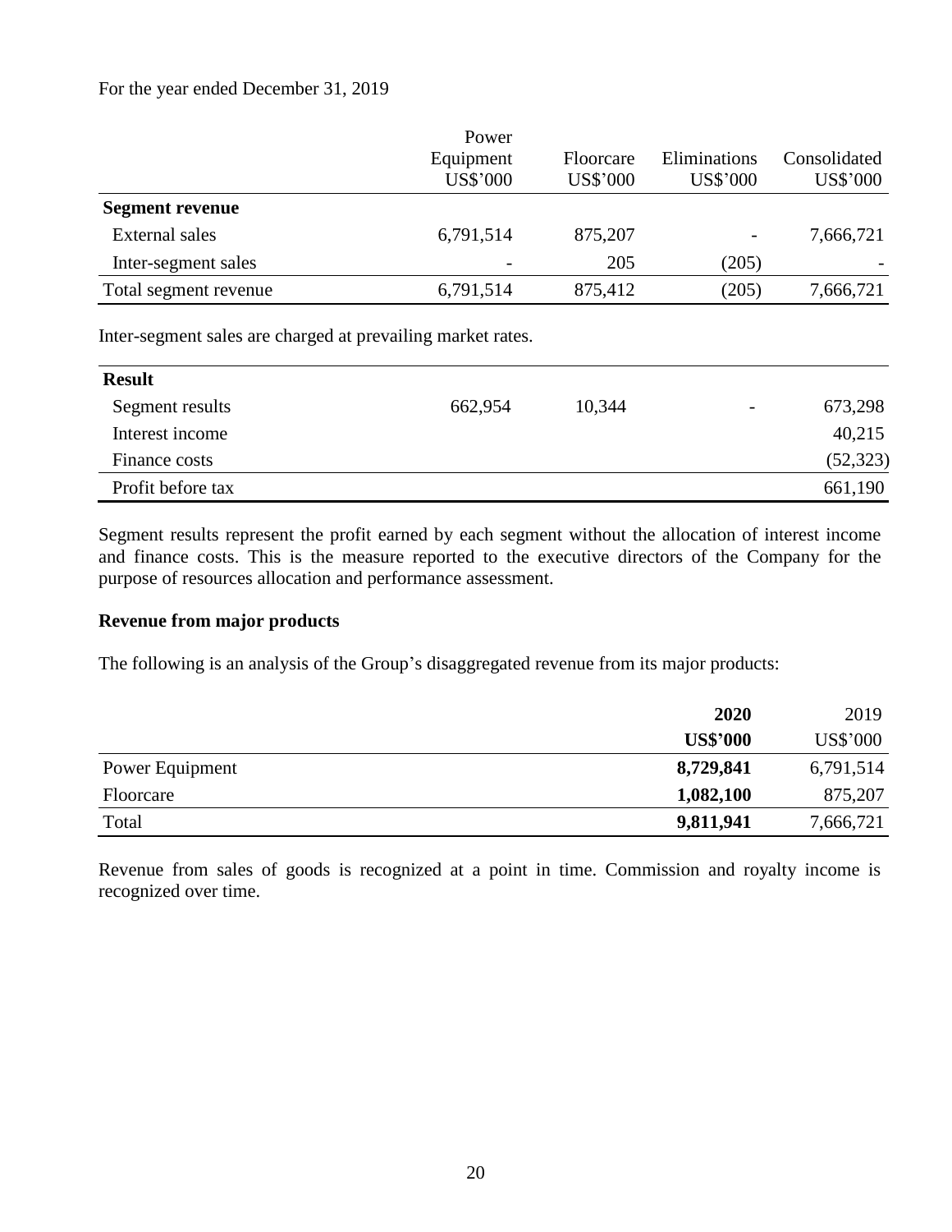For the year ended December 31, 2019

| | Power Equipment US$'000 | Floorcare US$'000 | Eliminations US$'000 | Consolidated US$'000 |
|---|---|---|---|---|
| **Segment revenue** | | | | |
| External sales | 6,791,514 | 875,207 | - | 7,666,721 |
| Inter-segment sales | - | 205 | (205) | - |
| Total segment revenue | 6,791,514 | 875,412 | (205) | 7,666,721 |

Inter-segment sales are charged at prevailing market rates.

| | | | | |
|---|---|---|---|---|
| **Result** | | | | |
| Segment results | 662,954 | 10,344 | - | 673,298 |
| Interest income | | | | 40,215 |
| Finance costs | | | | (52,323) |
| Profit before tax | | | | 661,190 |

Segment results represent the profit earned by each segment without the allocation of interest income and finance costs. This is the measure reported to the executive directors of the Company for the purpose of resources allocation and performance assessment.

**Revenue from major products**

The following is an analysis of the Group's disaggregated revenue from its major products:

| | **2020** **US$'000** | 2019 US$'000 |
|---|---|---|
| Power Equipment | **8,729,841** | 6,791,514 |
| Floorcare | **1,082,100** | 875,207 |
| Total | **9,811,941** | 7,666,721 |

Revenue from sales of goods is recognized at a point in time. Commission and royalty income is recognized over time.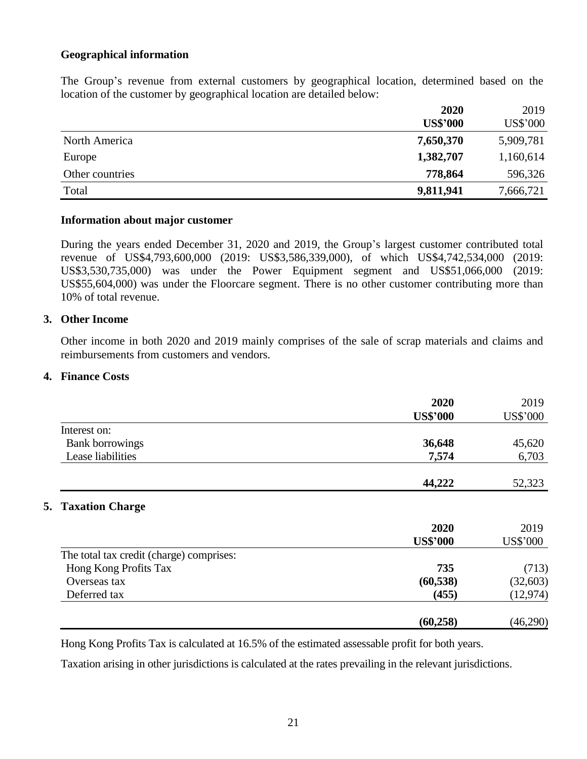**Geographical information**

The Group's revenue from external customers by geographical location, determined based on the location of the customer by geographical location are detailed below:

| | **2020** **US$'000** | 2019 US$'000 |
|---|---|---|
| North America | **7,650,370** | 5,909,781 |
| Europe | **1,382,707** | 1,160,614 |
| Other countries | **778,864** | 596,326 |
| Total | **9,811,941** | 7,666,721 |

**Information about major customer**

During the years ended December 31, 2020 and 2019, the Group's largest customer contributed total revenue of US$4,793,600,000 (2019: US$3,586,339,000), of which US$4,742,534,000 (2019: US$3,530,735,000) was under the Power Equipment segment and US$51,066,000 (2019: US$55,604,000) was under the Floorcare segment. There is no other customer contributing more than 10% of total revenue.

**3. Other Income**

Other income in both 2020 and 2019 mainly comprises of the sale of scrap materials and claims and reimbursements from customers and vendors.

**4. Finance Costs**

| | **2020** **US$'000** | 2019 US$'000 |
|---|---|---|
| Interest on: | | |
| Bank borrowings | **36,648** | 45,620 |
| Lease liabilities | **7,574** | 6,703 |
| | **44,222** | 52,323 |

**5. Taxation Charge**

| | **2020** **US$'000** | 2019 US$'000 |
|---|---|---|
| The total tax credit (charge) comprises: | | |
| Hong Kong Profits Tax | **735** | (713) |
| Overseas tax | **(60,538)** | (32,603) |
| Deferred tax | **(455)** | (12,974) |
| | **(60,258)** | (46,290) |

Hong Kong Profits Tax is calculated at 16.5% of the estimated assessable profit for both years.

Taxation arising in other jurisdictions is calculated at the rates prevailing in the relevant jurisdictions.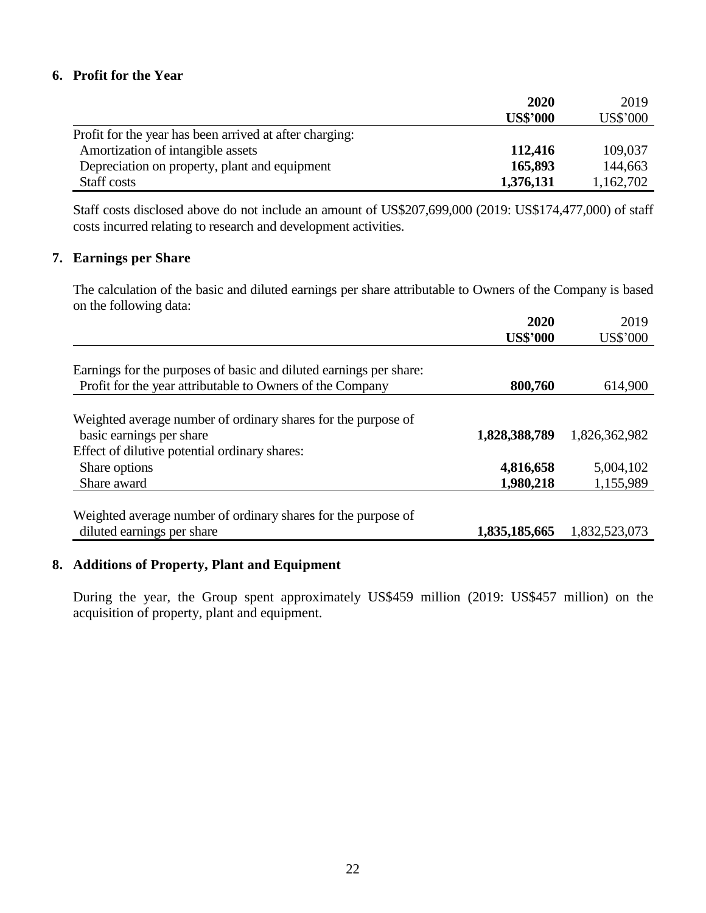## 6. Profit for the Year

| | **2020** | 2019 |
|---|---|---|
| | **US$'000** | US$'000 |
| Profit for the year has been arrived at after charging: | | |
| Amortization of intangible assets | **112,416** | 109,037 |
| Depreciation on property, plant and equipment | **165,893** | 144,663 |
| Staff costs | **1,376,131** | 1,162,702 |

Staff costs disclosed above do not include an amount of US$207,699,000 (2019: US$174,477,000) of staff costs incurred relating to research and development activities.

## 7. Earnings per Share

The calculation of the basic and diluted earnings per share attributable to Owners of the Company is based on the following data:

| | **2020** | 2019 |
|---|---|---|
| | **US$'000** | US$'000 |
| Earnings for the purposes of basic and diluted earnings per share: | | |
| Profit for the year attributable to Owners of the Company | **800,760** | 614,900 |
| Weighted average number of ordinary shares for the purpose of basic earnings per share | **1,828,388,789** | 1,826,362,982 |
| Effect of dilutive potential ordinary shares: | | |
| Share options | **4,816,658** | 5,004,102 |
| Share award | **1,980,218** | 1,155,989 |
| Weighted average number of ordinary shares for the purpose of diluted earnings per share | **1,835,185,665** | 1,832,523,073 |

## 8. Additions of Property, Plant and Equipment

During the year, the Group spent approximately US$459 million (2019: US$457 million) on the acquisition of property, plant and equipment.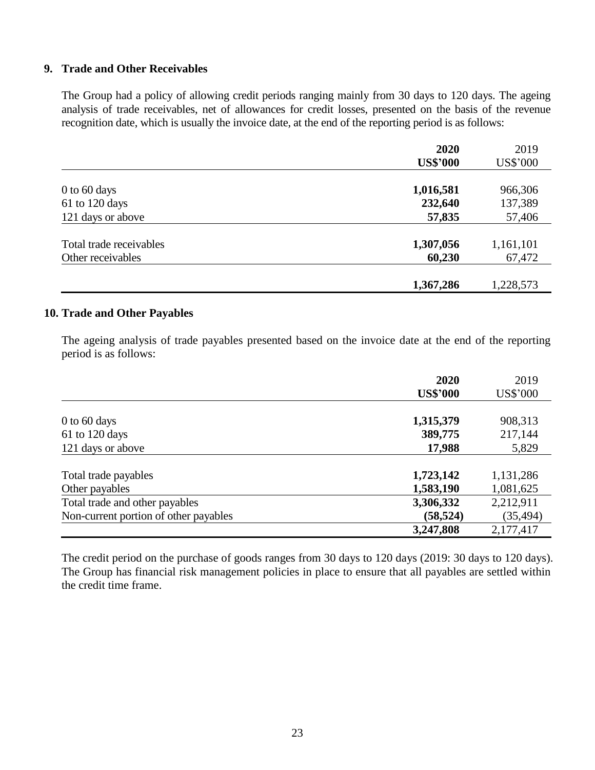## 9. Trade and Other Receivables

The Group had a policy of allowing credit periods ranging mainly from 30 days to 120 days. The ageing analysis of trade receivables, net of allowances for credit losses, presented on the basis of the revenue recognition date, which is usually the invoice date, at the end of the reporting period is as follows:

| | **2020** | 2019 |
|---|---|---|
| | **US$'000** | US$'000 |
| 0 to 60 days | **1,016,581** | 966,306 |
| 61 to 120 days | **232,640** | 137,389 |
| 121 days or above | **57,835** | 57,406 |
| Total trade receivables | **1,307,056** | 1,161,101 |
| Other receivables | **60,230** | 67,472 |
| | **1,367,286** | 1,228,573 |

## 10. Trade and Other Payables

The ageing analysis of trade payables presented based on the invoice date at the end of the reporting period is as follows:

| | **2020** | 2019 |
|---|---|---|
| | **US$'000** | US$'000 |
| 0 to 60 days | **1,315,379** | 908,313 |
| 61 to 120 days | **389,775** | 217,144 |
| 121 days or above | **17,988** | 5,829 |
| Total trade payables | **1,723,142** | 1,131,286 |
| Other payables | **1,583,190** | 1,081,625 |
| Total trade and other payables | **3,306,332** | 2,212,911 |
| Non-current portion of other payables | **(58,524)** | (35,494) |
| | **3,247,808** | 2,177,417 |

The credit period on the purchase of goods ranges from 30 days to 120 days (2019: 30 days to 120 days). The Group has financial risk management policies in place to ensure that all payables are settled within the credit time frame.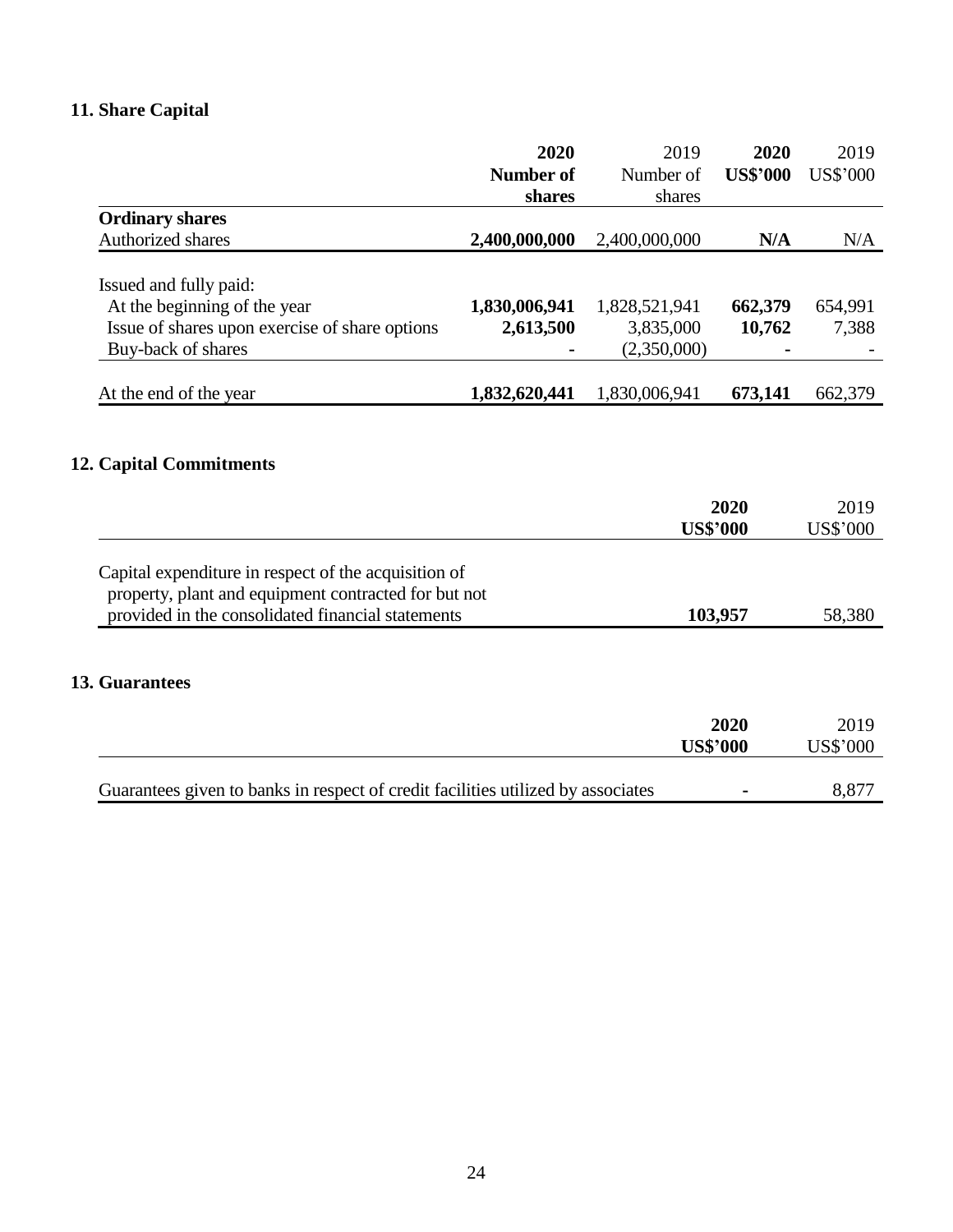## 11. Share Capital

| | 2020 Number of shares | 2019 Number of shares | 2020 US$'000 | 2019 US$'000 |
|---|---|---|---|---|
| **Ordinary shares** | | | | |
| Authorized shares | **2,400,000,000** | 2,400,000,000 | **N/A** | N/A |
| Issued and fully paid: | | | | |
| At the beginning of the year | **1,830,006,941** | 1,828,521,941 | **662,379** | 654,991 |
| Issue of shares upon exercise of share options | **2,613,500** | 3,835,000 | **10,762** | 7,388 |
| Buy-back of shares | **-** | (2,350,000) | **-** | - |
| At the end of the year | **1,832,620,441** | 1,830,006,941 | **673,141** | 662,379 |

## 12. Capital Commitments

| | 2020 US$'000 | 2019 US$'000 |
|---|---|---|
| Capital expenditure in respect of the acquisition of property, plant and equipment contracted for but not provided in the consolidated financial statements | **103,957** | 58,380 |

## 13. Guarantees

| | 2020 US$'000 | 2019 US$'000 |
|---|---|---|
| Guarantees given to banks in respect of credit facilities utilized by associates | **-** | 8,877 |